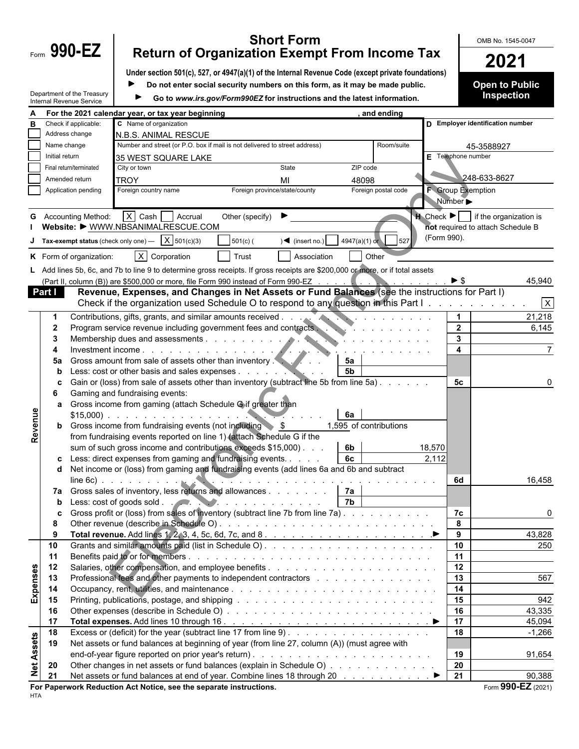Form **990-EZ**

Department of the Treasury
Internal Revenue Service

# Short Form
# Return of Organization Exempt From Income Tax

**Under section 501(c), 527, or 4947(a)(1) of the Internal Revenue Code (except private foundations)**

► **Do not enter social security numbers on this form, as it may be made public.**

► **Go to *www.irs.gov/Form990EZ* for instructions and the latest information.**

OMB No. 1545-0047

**2021**

**Open to Public Inspection**

**A** For the 2021 calendar year, or tax year beginning , and ending

**B** Check if applicable:
- [ ] Address change
- [ ] Name change
- [ ] Initial return
- [ ] Final return/terminated
- [ ] Amended return
- [ ] Application pending

**C** Name of organization: N.B.S. ANIMAL RESCUE

Number and street (or P.O. box if mail is not delivered to street address): 35 WEST SQUARE LAKE | Room/suite:

City or town: TROY | State: MI | ZIP code: 48098

Foreign country name | Foreign province/state/county | Foreign postal code

**D** Employer identification number: 45-3588927

**E** Telephone number: 248-633-8627

**F** Group Exemption Number ►

**G** Accounting Method: [X] Cash [ ] Accrual Other (specify) ►

**H** Check ► [ ] if the organization is **not** required to attach Schedule B (Form 990).

**I** Website: ► WWW.NBSANIMALRESCUE.COM

**J** Tax-exempt status (check only one) — [X] 501(c)(3) [ ] 501(c) ( ) ◄ (insert no.) [ ] 4947(a)(1) or [ ] 527

**K** Form of organization: [X] Corporation [ ] Trust [ ] Association [ ] Other

**L** Add lines 5b, 6c, and 7b to line 9 to determine gross receipts. If gross receipts are $200,000 or more, or if total assets (Part II, column (B)) are $500,000 or more, file Form 990 instead of Form 990-EZ . . . ► $ 45,940

**Part I** **Revenue, Expenses, and Changes in Net Assets or Fund Balances** (see the instructions for Part I)

Check if the organization used Schedule O to respond to any question in this Part I . . . [X]

| Section | Line | Description | Sub-line | Sub-amount | Line | Amount |
|---|---|---|---|---|---|---|
| Revenue | 1 | Contributions, gifts, grants, and similar amounts received | | | 1 | 21,218 |
| | 2 | Program service revenue including government fees and contracts | | | 2 | 6,145 |
| | 3 | Membership dues and assessments | | | 3 | |
| | 4 | Investment income | | | 4 | 7 |
| | 5a | Gross amount from sale of assets other than inventory | 5a | | | |
| | b | Less: cost or other basis and sales expenses | 5b | | | |
| | c | Gain or (loss) from sale of assets other than inventory (subtract line 5b from line 5a) | | | 5c | 0 |
| | 6 | Gaming and fundraising events: | | | | |
| | a | Gross income from gaming (attach Schedule G if greater than $15,000) | 6a | | | |
| | b | Gross income from fundraising events (not including $ 1,595 of contributions from fundraising events reported on line 1) (attach Schedule G if the sum of such gross income and contributions exceeds $15,000) | 6b | 18,570 | | |
| | c | Less: direct expenses from gaming and fundraising events | 6c | 2,112 | | |
| | d | Net income or (loss) from gaming and fundraising events (add lines 6a and 6b and subtract line 6c) | | | 6d | 16,458 |
| | 7a | Gross sales of inventory, less returns and allowances | 7a | | | |
| | b | Less: cost of goods sold | 7b | | | |
| | c | Gross profit or (loss) from sales of inventory (subtract line 7b from line 7a) | | | 7c | 0 |
| | 8 | Other revenue (describe in Schedule O) | | | 8 | |
| | 9 | **Total revenue.** Add lines 1, 2, 3, 4, 5c, 6d, 7c, and 8 ► | | | 9 | 43,828 |
| Expenses | 10 | Grants and similar amounts paid (list in Schedule O) | | | 10 | 250 |
| | 11 | Benefits paid to or for members | | | 11 | |
| | 12 | Salaries, other compensation, and employee benefits | | | 12 | |
| | 13 | Professional fees and other payments to independent contractors | | | 13 | 567 |
| | 14 | Occupancy, rent, utilities, and maintenance | | | 14 | |
| | 15 | Printing, publications, postage, and shipping | | | 15 | 942 |
| | 16 | Other expenses (describe in Schedule O) | | | 16 | 43,335 |
| | 17 | **Total expenses.** Add lines 10 through 16 ► | | | 17 | 45,094 |
| Net Assets | 18 | Excess or (deficit) for the year (subtract line 17 from line 9) | | | 18 | -1,266 |
| | 19 | Net assets or fund balances at beginning of year (from line 27, column (A)) (must agree with end-of-year figure reported on prior year's return) | | | 19 | 91,654 |
| | 20 | Other changes in net assets or fund balances (explain in Schedule O) | | | 20 | |
| | 21 | Net assets or fund balances at end of year. Combine lines 18 through 20 ► | | | 21 | 90,388 |

**For Paperwork Reduction Act Notice, see the separate instructions.** Form **990-EZ** (2021)

HTA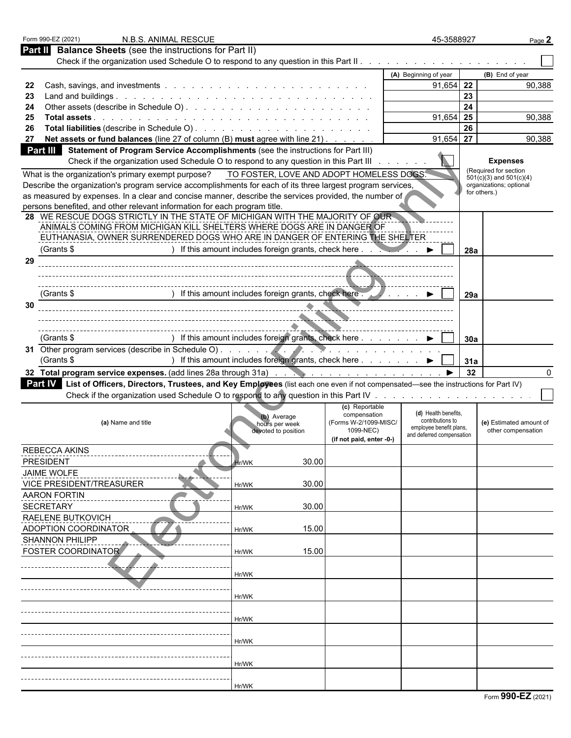Form 990-EZ (2021) N.B.S. ANIMAL RESCUE 45-3588927

## Part II Balance Sheets (see the instructions for Part II)

Check if the organization used Schedule O to respond to any question in this Part II . . . . . ☐

| | | (A) Beginning of year | | (B) End of year |
|---|---|---|---|---|
| 22 | Cash, savings, and investments | 91,654 | 22 | 90,388 |
| 23 | Land and buildings | | 23 | |
| 24 | Other assets (describe in Schedule O) | | 24 | |
| 25 | **Total assets** | 91,654 | 25 | 90,388 |
| 26 | **Total liabilities** (describe in Schedule O) | | 26 | |
| 27 | **Net assets or fund balances** (line 27 of column (B) **must** agree with line 21) | 91,654 | 27 | 90,388 |

## Part III Statement of Program Service Accomplishments (see the instructions for Part III)

Check if the organization used Schedule O to respond to any question in this Part III . . . . . ☐

**Expenses** (Required for section 501(c)(3) and 501(c)(4) organizations; optional for others.)

What is the organization's primary exempt purpose? TO FOSTER, LOVE AND ADOPT HOMELESS DOGS.

Describe the organization's program service accomplishments for each of its three largest program services, as measured by expenses. In a clear and concise manner, describe the services provided, the number of persons benefited, and other relevant information for each program title.

| | | | |
|---|---|---|---|
| 28 | WE RESCUE DOGS STRICTLY IN THE STATE OF MICHIGAN WITH THE MAJORITY OF OUR ANIMALS COMING FROM MICHIGAN KILL SHELTERS WHERE DOGS ARE IN DANGER OF EUTHANASIA, OWNER SURRENDERED DOGS WHO ARE IN DANGER OF ENTERING THE SHELTER<br>(Grants $ ) If this amount includes foreign grants, check here . . . ► ☐ | 28a | |
| 29 | <br>(Grants $ ) If this amount includes foreign grants, check here . . . ► ☐ | 29a | |
| 30 | <br>(Grants $ ) If this amount includes foreign grants, check here . . . ► ☐ | 30a | |
| 31 | Other program services (describe in Schedule O)<br>(Grants $ ) If this amount includes foreign grants, check here . . . ► ☐ | 31a | |
| 32 | **Total program service expenses.** (add lines 28a through 31a) . . . ► | 32 | 0 |

## Part IV List of Officers, Directors, Trustees, and Key Employees (list each one even if not compensated—see the instructions for Part IV)

Check if the organization used Schedule O to respond to any question in this Part IV . . . . . ☐

| (a) Name and title | (b) Average hours per week devoted to position | (c) Reportable compensation (Forms W-2/1099-MISC/ 1099-NEC) (if not paid, enter -0-) | (d) Health benefits, contributions to employee benefit plans, and deferred compensation | (e) Estimated amount of other compensation |
|---|---|---|---|---|
| REBECCA AKINS<br>PRESIDENT | Hr/WK 30.00 | | | |
| JAIME WOLFE<br>VICE PRESIDENT/TREASURER | Hr/WK 30.00 | | | |
| AARON FORTIN<br>SECRETARY | Hr/WK 30.00 | | | |
| RAELENE BUTKOVICH<br>ADOPTION COORDINATOR | Hr/WK 15.00 | | | |
| SHANNON PHILIPP<br>FOSTER COORDINATOR | Hr/WK 15.00 | | | |
| | Hr/WK | | | |
| | Hr/WK | | | |
| | Hr/WK | | | |
| | Hr/WK | | | |
| | Hr/WK | | | |
| | Hr/WK | | | |

Form **990-EZ** (2021)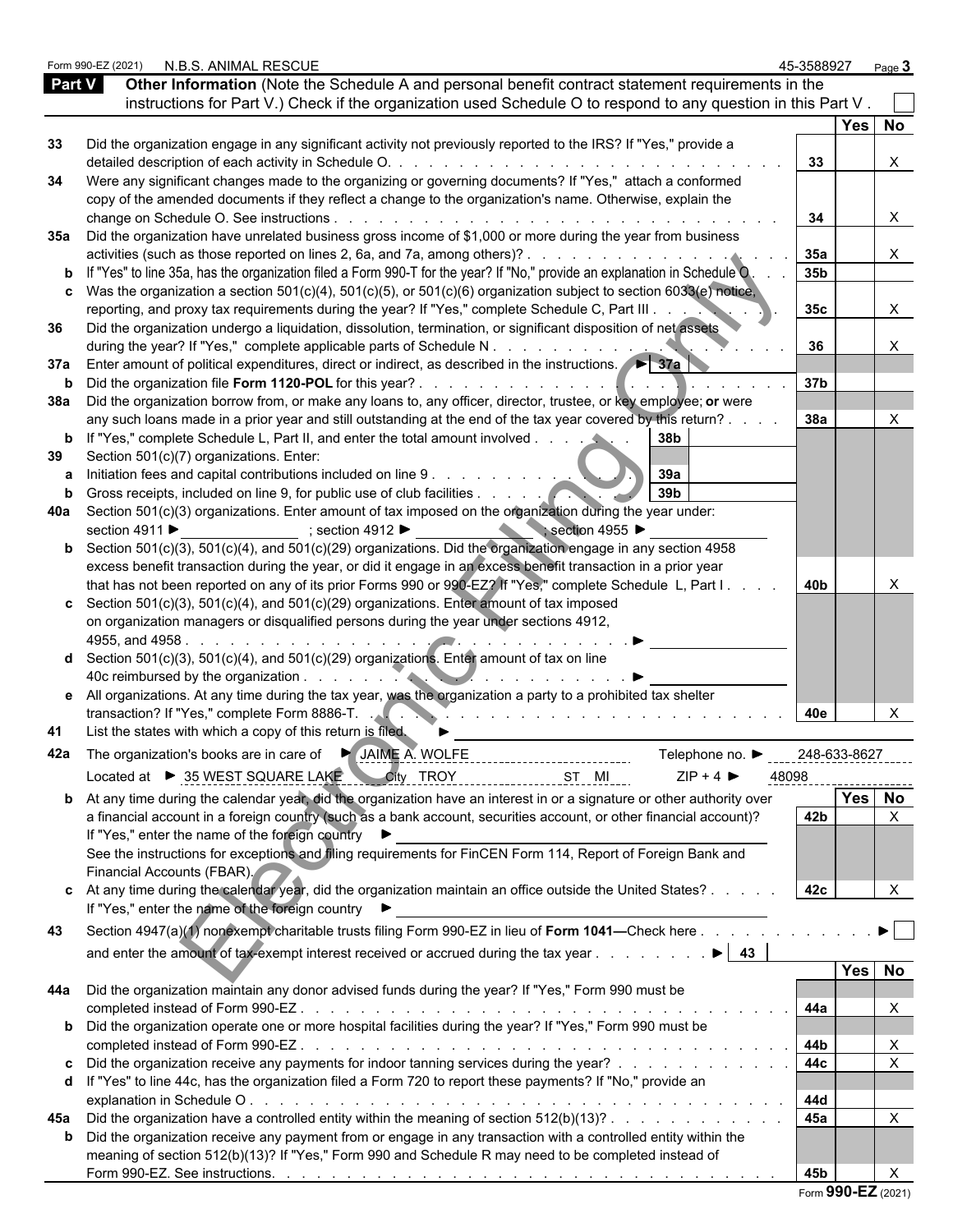Form 990-EZ (2021) N.B.S. ANIMAL RESCUE 45-3588927

## Part V Other Information

(Note the Schedule A and personal benefit contract statement requirements in the instructions for Part V.) Check if the organization used Schedule O to respond to any question in this Part V . ☐

| | | | Yes | No |
|---|---|---|---|---|
| 33 | Did the organization engage in any significant activity not previously reported to the IRS? If "Yes," provide a detailed description of each activity in Schedule O. | 33 | | X |
| 34 | Were any significant changes made to the organizing or governing documents? If "Yes," attach a conformed copy of the amended documents if they reflect a change to the organization's name. Otherwise, explain the change on Schedule O. See instructions | 34 | | X |
| 35a | Did the organization have unrelated business gross income of $1,000 or more during the year from business activities (such as those reported on lines 2, 6a, and 7a, among others)? | 35a | | X |
| b | If "Yes" to line 35a, has the organization filed a Form 990-T for the year? If "No," provide an explanation in Schedule O | 35b | | |
| c | Was the organization a section 501(c)(4), 501(c)(5), or 501(c)(6) organization subject to section 6033(e) notice, reporting, and proxy tax requirements during the year? If "Yes," complete Schedule C, Part III | 35c | | X |
| 36 | Did the organization undergo a liquidation, dissolution, termination, or significant disposition of net assets during the year? If "Yes," complete applicable parts of Schedule N | 36 | | X |
| 37a | Enter amount of political expenditures, direct or indirect, as described in the instructions. ► 37a | | | |
| b | Did the organization file **Form 1120-POL** for this year? | 37b | | |
| 38a | Did the organization borrow from, or make any loans to, any officer, director, trustee, or key employee; **or** were any such loans made in a prior year and still outstanding at the end of the tax year covered by this return? | 38a | | X |
| b | If "Yes," complete Schedule L, Part II, and enter the total amount involved 38b | | | |
| 39 | Section 501(c)(7) organizations. Enter: | | | |
| a | Initiation fees and capital contributions included on line 9 39a | | | |
| b | Gross receipts, included on line 9, for public use of club facilities 39b | | | |
| 40a | Section 501(c)(3) organizations. Enter amount of tax imposed on the organization during the year under: section 4911 ► ; section 4912 ► ; section 4955 ► | | | |
| b | Section 501(c)(3), 501(c)(4), and 501(c)(29) organizations. Did the organization engage in any section 4958 excess benefit transaction during the year, or did it engage in an excess benefit transaction in a prior year that has not been reported on any of its prior Forms 990 or 990-EZ? If "Yes," complete Schedule L, Part I | 40b | | X |
| c | Section 501(c)(3), 501(c)(4), and 501(c)(29) organizations. Enter amount of tax imposed on organization managers or disqualified persons during the year under sections 4912, 4955, and 4958 ► | | | |
| d | Section 501(c)(3), 501(c)(4), and 501(c)(29) organizations. Enter amount of tax on line 40c reimbursed by the organization ► | | | |
| e | All organizations. At any time during the tax year, was the organization a party to a prohibited tax shelter transaction? If "Yes," complete Form 8886-T. | 40e | | X |

41 List the states with which a copy of this return is filed. ►

42a The organization's books are in care of ► JAIME A. WOLFE Telephone no. ► 248-633-8627

Located at ► 35 WEST SQUARE LAKE City TROY ST MI ZIP + 4 ► 48098

| | | | Yes | No |
|---|---|---|---|---|
| b | At any time during the calendar year, did the organization have an interest in or a signature or other authority over a financial account in a foreign country (such as a bank account, securities account, or other financial account)? If "Yes," enter the name of the foreign country ► See the instructions for exceptions and filing requirements for FinCEN Form 114, Report of Foreign Bank and Financial Accounts (FBAR). | 42b | | X |
| c | At any time during the calendar year, did the organization maintain an office outside the United States? If "Yes," enter the name of the foreign country ► | 42c | | X |

43 Section 4947(a)(1) nonexempt charitable trusts filing Form 990-EZ in lieu of **Form 1041—**Check here ► ☐ and enter the amount of tax-exempt interest received or accrued during the tax year ► 43

| | | | Yes | No |
|---|---|---|---|---|
| 44a | Did the organization maintain any donor advised funds during the year? If "Yes," Form 990 must be completed instead of Form 990-EZ | 44a | | X |
| b | Did the organization operate one or more hospital facilities during the year? If "Yes," Form 990 must be completed instead of Form 990-EZ | 44b | | X |
| c | Did the organization receive any payments for indoor tanning services during the year? | 44c | | X |
| d | If "Yes" to line 44c, has the organization filed a Form 720 to report these payments? If "No," provide an explanation in Schedule O | 44d | | |
| 45a | Did the organization have a controlled entity within the meaning of section 512(b)(13)? | 45a | | X |
| b | Did the organization receive any payment from or engage in any transaction with a controlled entity within the meaning of section 512(b)(13)? If "Yes," Form 990 and Schedule R may need to be completed instead of Form 990-EZ. See instructions. | 45b | | X |

Form **990-EZ** (2021)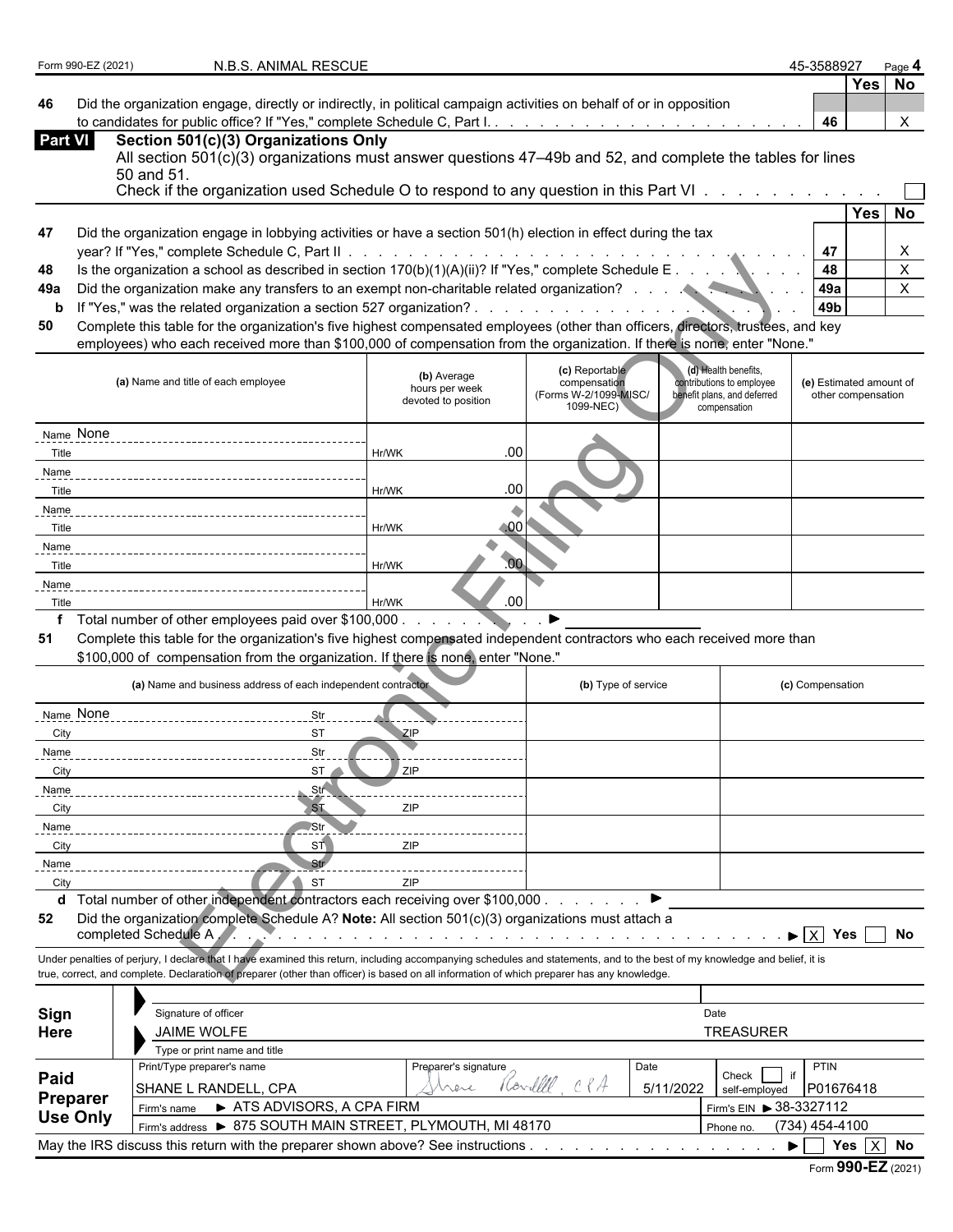Form 990-EZ (2021) N.B.S. ANIMAL RESCUE 45-3588927

| | | | Yes | No |
|---|---|---|---|---|
| 46 | Did the organization engage, directly or indirectly, in political campaign activities on behalf of or in opposition to candidates for public office? If "Yes," complete Schedule C, Part I | 46 | | X |

## Part VI Section 501(c)(3) Organizations Only

All section 501(c)(3) organizations must answer questions 47–49b and 52, and complete the tables for lines 50 and 51.

Check if the organization used Schedule O to respond to any question in this Part VI ☐

| | | | Yes | No |
|---|---|---|---|---|
| 47 | Did the organization engage in lobbying activities or have a section 501(h) election in effect during the tax year? If "Yes," complete Schedule C, Part II | 47 | | X |
| 48 | Is the organization a school as described in section 170(b)(1)(A)(ii)? If "Yes," complete Schedule E | 48 | | X |
| 49a | Did the organization make any transfers to an exempt non-charitable related organization? | 49a | | X |
| b | If "Yes," was the related organization a section 527 organization? | 49b | | |

**50** Complete this table for the organization's five highest compensated employees (other than officers, directors, trustees, and key employees) who each received more than $100,000 of compensation from the organization. If there is none, enter "None."

| (a) Name and title of each employee | (b) Average hours per week devoted to position | (c) Reportable compensation (Forms W-2/1099-MISC/ 1099-NEC) | (d) Health benefits, contributions to employee benefit plans, and deferred compensation | (e) Estimated amount of other compensation |
|---|---|---|---|---|
| Name None<br>Title | Hr/WK .00 | | | |
| Name<br>Title | Hr/WK .00 | | | |
| Name<br>Title | Hr/WK .00 | | | |
| Name<br>Title | Hr/WK .00 | | | |
| Name<br>Title | Hr/WK .00 | | | |

**f** Total number of other employees paid over $100,000 ▶

**51** Complete this table for the organization's five highest compensated independent contractors who each received more than $100,000 of compensation from the organization. If there is none, enter "None."

| (a) Name and business address of each independent contractor | (b) Type of service | (c) Compensation |
|---|---|---|
| Name None Str<br>City ST ZIP | | |
| Name Str<br>City ST ZIP | | |
| Name Str<br>City ST ZIP | | |
| Name Str<br>City ST ZIP | | |
| Name Str<br>City ST ZIP | | |

**d** Total number of other independent contractors each receiving over $100,000 ▶

**52** Did the organization complete Schedule A? **Note:** All section 501(c)(3) organizations must attach a completed Schedule A ▶ ☒ Yes ☐ No

Under penalties of perjury, I declare that I have examined this return, including accompanying schedules and statements, and to the best of my knowledge and belief, it is true, correct, and complete. Declaration of preparer (other than officer) is based on all information of which preparer has any knowledge.

**Sign Here**

Signature of officer — Date

JAIME WOLFE — TREASURER

Type or print name and title

**Paid Preparer Use Only**

| Print/Type preparer's name | Preparer's signature | Date | Check ☐ if self-employed | PTIN |
|---|---|---|---|---|
| SHANE L RANDELL, CPA | Shane Randell, CPA | 5/11/2022 | | P01676418 |
| Firm's name ▶ ATS ADVISORS, A CPA FIRM | | | Firm's EIN ▶ 38-3327112 | |
| Firm's address ▶ 875 SOUTH MAIN STREET, PLYMOUTH, MI 48170 | | | Phone no. | (734) 454-4100 |

May the IRS discuss this return with the preparer shown above? See instructions ▶ ☐ Yes ☒ No

Form **990-EZ** (2021)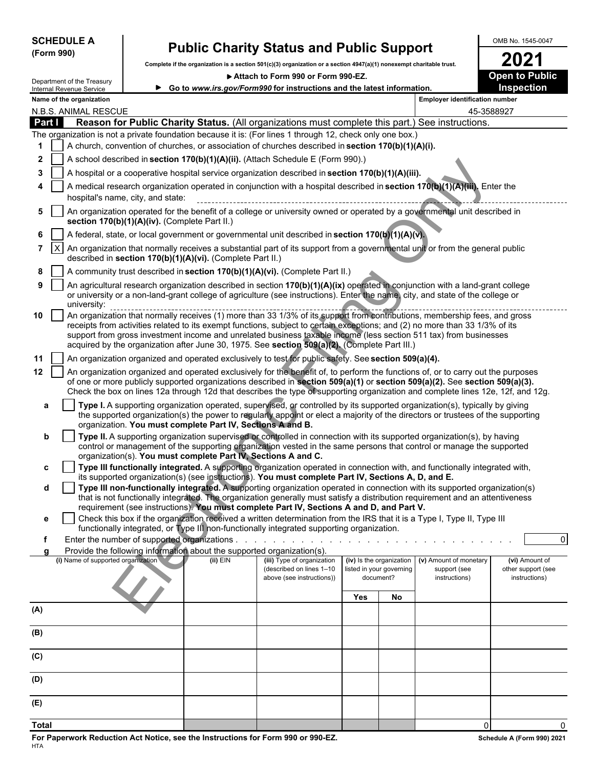**SCHEDULE A**
**(Form 990)**

Department of the Treasury
Internal Revenue Service

# Public Charity Status and Public Support

**Complete if the organization is a section 501(c)(3) organization or a section 4947(a)(1) nonexempt charitable trust.**

▶ **Attach to Form 990 or Form 990-EZ.**

▶ **Go to *www.irs.gov/Form990* for instructions and the latest information.**

OMB No. 1545-0047

**2021**

**Open to Public Inspection**

**Name of the organization:** N.B.S. ANIMAL RESCUE

**Employer identification number:** 45-3588927

## Part I — Reason for Public Charity Status. (All organizations must complete this part.) See instructions.

The organization is not a private foundation because it is: (For lines 1 through 12, check only one box.)

1. [ ] A church, convention of churches, or association of churches described in **section 170(b)(1)(A)(i).**
2. [ ] A school described in **section 170(b)(1)(A)(ii).** (Attach Schedule E (Form 990).)
3. [ ] A hospital or a cooperative hospital service organization described in **section 170(b)(1)(A)(iii).**
4. [ ] A medical research organization operated in conjunction with a hospital described in **section 170(b)(1)(A)(iii).** Enter the hospital's name, city, and state:
5. [ ] An organization operated for the benefit of a college or university owned or operated by a governmental unit described in **section 170(b)(1)(A)(iv).** (Complete Part II.)
6. [ ] A federal, state, or local government or governmental unit described in **section 170(b)(1)(A)(v).**
7. [X] An organization that normally receives a substantial part of its support from a governmental unit or from the general public described in **section 170(b)(1)(A)(vi).** (Complete Part II.)
8. [ ] A community trust described in **section 170(b)(1)(A)(vi).** (Complete Part II.)
9. [ ] An agricultural research organization described in section **170(b)(1)(A)(ix)** operated in conjunction with a land-grant college or university or a non-land-grant college of agriculture (see instructions). Enter the name, city, and state of the college or university:
10. [ ] An organization that normally receives (1) more than 33 1/3% of its support from contributions, membership fees, and gross receipts from activities related to its exempt functions, subject to certain exceptions; and (2) no more than 33 1/3% of its support from gross investment income and unrelated business taxable income (less section 511 tax) from businesses acquired by the organization after June 30, 1975. See **section 509(a)(2).** (Complete Part III.)
11. [ ] An organization organized and operated exclusively to test for public safety. See **section 509(a)(4).**
12. [ ] An organization organized and operated exclusively for the benefit of, to perform the functions of, or to carry out the purposes of one or more publicly supported organizations described in **section 509(a)(1)** or **section 509(a)(2).** See **section 509(a)(3).** Check the box on lines 12a through 12d that describes the type of supporting organization and complete lines 12e, 12f, and 12g.

   a. [ ] **Type I.** A supporting organization operated, supervised, or controlled by its supported organization(s), typically by giving the supported organization(s) the power to regularly appoint or elect a majority of the directors or trustees of the supporting organization. **You must complete Part IV, Sections A and B.**

   b. [ ] **Type II.** A supporting organization supervised or controlled in connection with its supported organization(s), by having control or management of the supporting organization vested in the same persons that control or manage the supported organization(s). **You must complete Part IV, Sections A and C.**

   c. [ ] **Type III functionally integrated.** A supporting organization operated in connection with, and functionally integrated with, its supported organization(s) (see instructions). **You must complete Part IV, Sections A, D, and E.**

   d. [ ] **Type III non-functionally integrated.** A supporting organization operated in connection with its supported organization(s) that is not functionally integrated. The organization generally must satisfy a distribution requirement and an attentiveness requirement (see instructions). **You must complete Part IV, Sections A and D, and Part V.**

   e. [ ] Check this box if the organization received a written determination from the IRS that it is a Type I, Type II, Type III functionally integrated, or Type III non-functionally integrated supporting organization.

   f. Enter the number of supported organizations . . . . . 0

   g. Provide the following information about the supported organization(s).

| | (i) Name of supported organization | (ii) EIN | (iii) Type of organization (described on lines 1–10 above (see instructions)) | (iv) Is the organization listed in your governing document? Yes | No | (v) Amount of monetary support (see instructions) | (vi) Amount of other support (see instructions) |
|---|---|---|---|---|---|---|---|
| (A) | | | | | | | |
| (B) | | | | | | | |
| (C) | | | | | | | |
| (D) | | | | | | | |
| (E) | | | | | | | |
| **Total** | | | | | | 0 | 0 |

**For Paperwork Reduction Act Notice, see the Instructions for Form 990 or 990-EZ.**
HTA

**Schedule A (Form 990) 2021**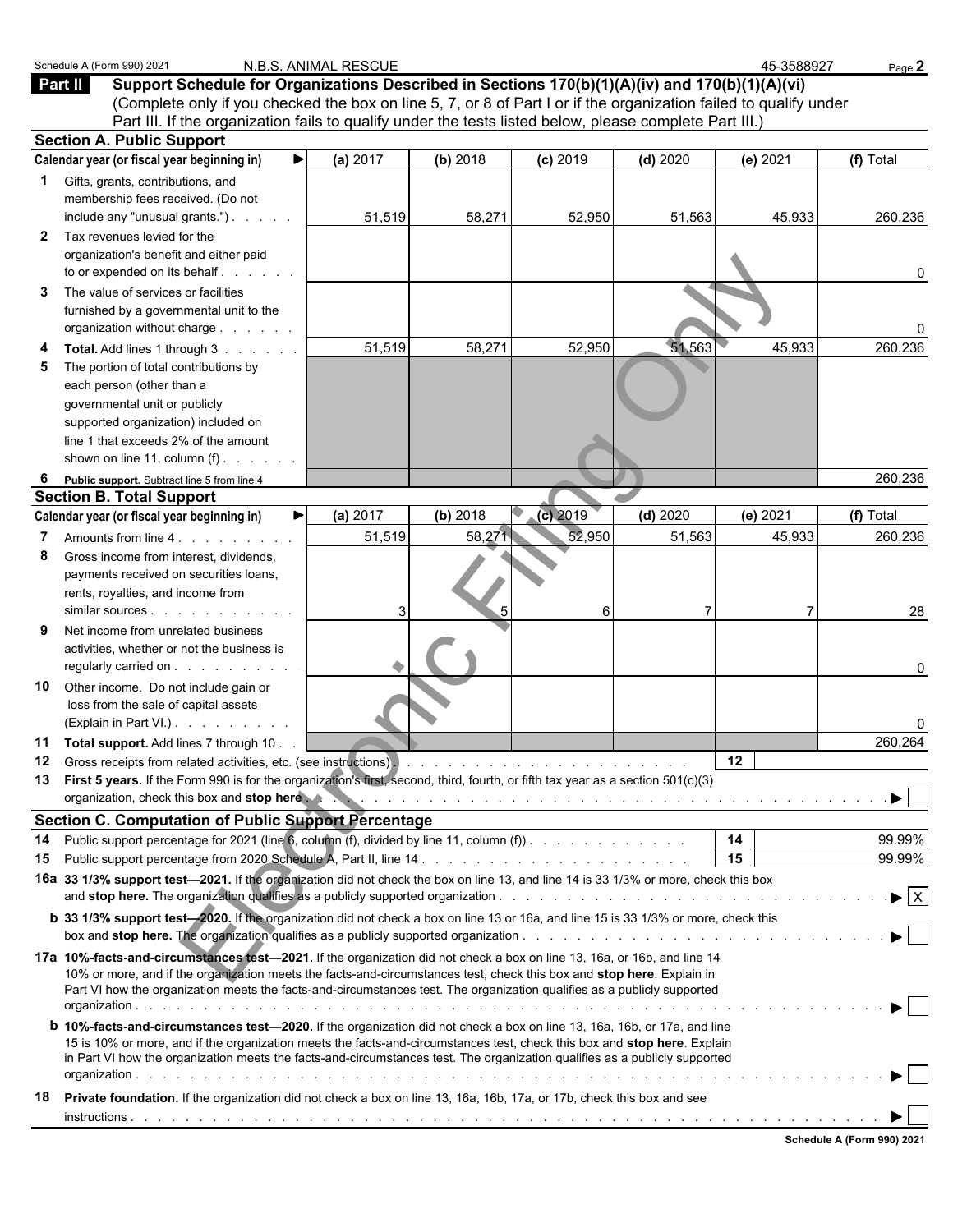Schedule A (Form 990) 2021 N.B.S. ANIMAL RESCUE 45-3588927

## Part II Support Schedule for Organizations Described in Sections 170(b)(1)(A)(iv) and 170(b)(1)(A)(vi)

(Complete only if you checked the box on line 5, 7, or 8 of Part I or if the organization failed to qualify under Part III. If the organization fails to qualify under the tests listed below, please complete Part III.)

### Section A. Public Support

| Calendar year (or fiscal year beginning in) ▶ | (a) 2017 | (b) 2018 | (c) 2019 | (d) 2020 | (e) 2021 | (f) Total |
|---|---|---|---|---|---|---|
| **1** Gifts, grants, contributions, and membership fees received. (Do not include any "unusual grants.") | 51,519 | 58,271 | 52,950 | 51,563 | 45,933 | 260,236 |
| **2** Tax revenues levied for the organization's benefit and either paid to or expended on its behalf | | | | | | 0 |
| **3** The value of services or facilities furnished by a governmental unit to the organization without charge | | | | | | 0 |
| **4 Total.** Add lines 1 through 3 | 51,519 | 58,271 | 52,950 | 51,563 | 45,933 | 260,236 |
| **5** The portion of total contributions by each person (other than a governmental unit or publicly supported organization) included on line 1 that exceeds 2% of the amount shown on line 11, column (f) | | | | | | |
| **6 Public support.** Subtract line 5 from line 4 | | | | | | 260,236 |

### Section B. Total Support

| Calendar year (or fiscal year beginning in) ▶ | (a) 2017 | (b) 2018 | (c) 2019 | (d) 2020 | (e) 2021 | (f) Total |
|---|---|---|---|---|---|---|
| **7** Amounts from line 4 | 51,519 | 58,271 | 52,950 | 51,563 | 45,933 | 260,236 |
| **8** Gross income from interest, dividends, payments received on securities loans, rents, royalties, and income from similar sources | 3 | 5 | 6 | 7 | 7 | 28 |
| **9** Net income from unrelated business activities, whether or not the business is regularly carried on | | | | | | 0 |
| **10** Other income. Do not include gain or loss from the sale of capital assets (Explain in Part VI.) | | | | | | 0 |
| **11 Total support.** Add lines 7 through 10 | | | | | | 260,264 |

**12** Gross receipts from related activities, etc. (see instructions) | **12** |

**13 First 5 years.** If the Form 990 is for the organization's first, second, third, fourth, or fifth tax year as a section 501(c)(3) organization, check this box and **stop here** ▶ ☐

### Section C. Computation of Public Support Percentage

**14** Public support percentage for 2021 (line 6, column (f), divided by line 11, column (f)) | **14** | 99.99%

**15** Public support percentage from 2020 Schedule A, Part II, line 14 | **15** | 99.99%

**16a 33 1/3% support test—2021.** If the organization did not check the box on line 13, and line 14 is 33 1/3% or more, check this box and **stop here.** The organization qualifies as a publicly supported organization ▶ ☒

**b 33 1/3% support test—2020.** If the organization did not check a box on line 13 or 16a, and line 15 is 33 1/3% or more, check this box and **stop here.** The organization qualifies as a publicly supported organization ▶ ☐

**17a 10%-facts-and-circumstances test—2021.** If the organization did not check a box on line 13, 16a, or 16b, and line 14 is 10% or more, and if the organization meets the facts-and-circumstances test, check this box and **stop here.** Explain in Part VI how the organization meets the facts-and-circumstances test. The organization qualifies as a publicly supported organization ▶ ☐

**b 10%-facts-and-circumstances test—2020.** If the organization did not check a box on line 13, 16a, 16b, or 17a, and line 15 is 10% or more, and if the organization meets the facts-and-circumstances test, check this box and **stop here.** Explain in Part VI how the organization meets the facts-and-circumstances test. The organization qualifies as a publicly supported organization ▶ ☐

**18 Private foundation.** If the organization did not check a box on line 13, 16a, 16b, 17a, or 17b, check this box and see instructions ▶ ☐

Schedule A (Form 990) 2021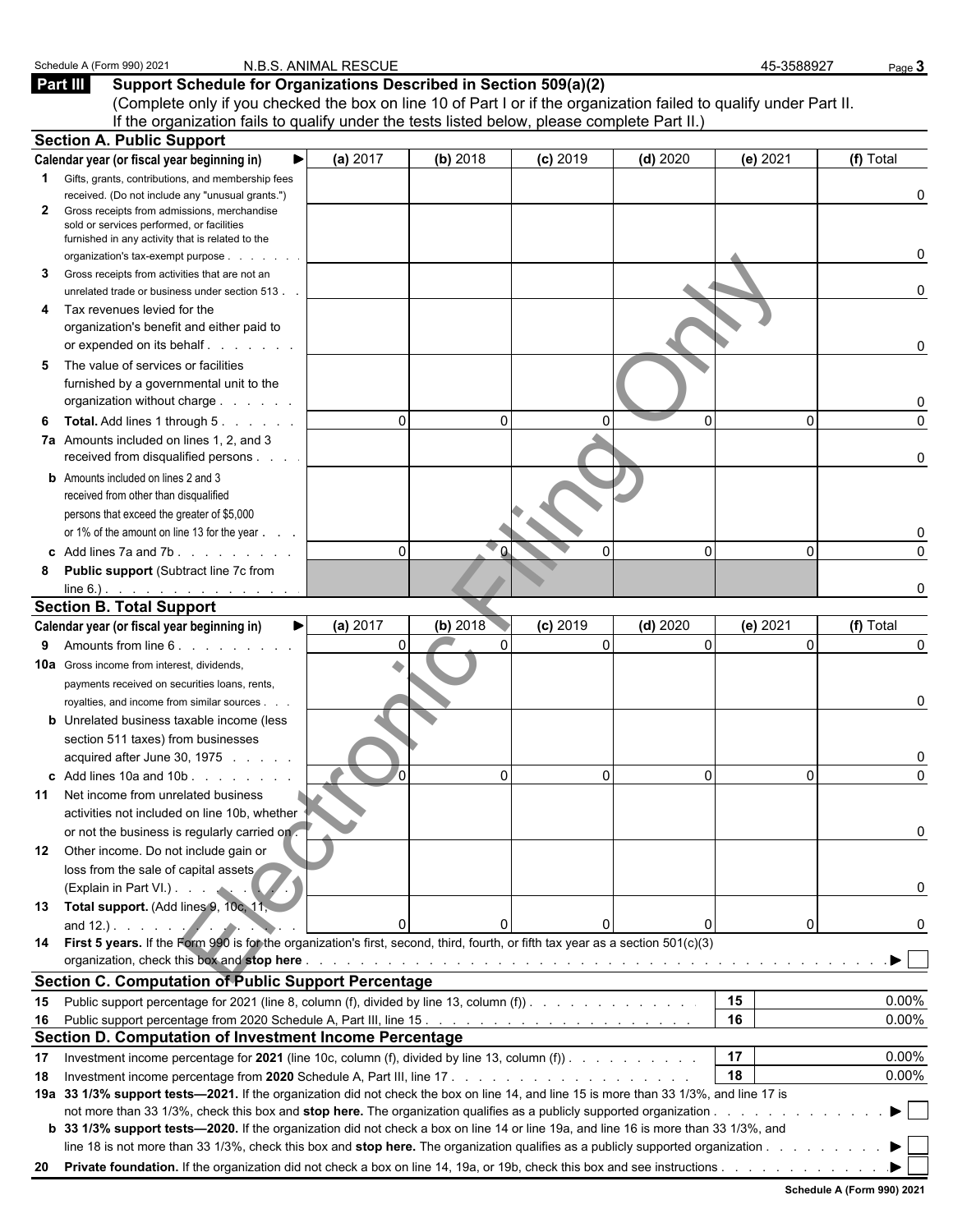Schedule A (Form 990) 2021 N.B.S. ANIMAL RESCUE 45-3588927

## Part III Support Schedule for Organizations Described in Section 509(a)(2)

(Complete only if you checked the box on line 10 of Part I or if the organization failed to qualify under Part II. If the organization fails to qualify under the tests listed below, please complete Part II.)

### Section A. Public Support

| Calendar year (or fiscal year beginning in) ▶ | (a) 2017 | (b) 2018 | (c) 2019 | (d) 2020 | (e) 2021 | (f) Total |
|---|---|---|---|---|---|---|
| 1 Gifts, grants, contributions, and membership fees received. (Do not include any "unusual grants.") | | | | | | 0 |
| 2 Gross receipts from admissions, merchandise sold or services performed, or facilities furnished in any activity that is related to the organization's tax-exempt purpose | | | | | | 0 |
| 3 Gross receipts from activities that are not an unrelated trade or business under section 513 | | | | | | 0 |
| 4 Tax revenues levied for the organization's benefit and either paid to or expended on its behalf | | | | | | 0 |
| 5 The value of services or facilities furnished by a governmental unit to the organization without charge | | | | | | 0 |
| 6 **Total.** Add lines 1 through 5 | 0 | 0 | 0 | 0 | 0 | 0 |
| 7a Amounts included on lines 1, 2, and 3 received from disqualified persons | | | | | | 0 |
| b Amounts included on lines 2 and 3 received from other than disqualified persons that exceed the greater of $5,000 or 1% of the amount on line 13 for the year | | | | | | 0 |
| c Add lines 7a and 7b | 0 | 0 | 0 | 0 | 0 | 0 |
| 8 **Public support** (Subtract line 7c from line 6.) | | | | | | 0 |

### Section B. Total Support

| Calendar year (or fiscal year beginning in) ▶ | (a) 2017 | (b) 2018 | (c) 2019 | (d) 2020 | (e) 2021 | (f) Total |
|---|---|---|---|---|---|---|
| 9 Amounts from line 6 | 0 | 0 | 0 | 0 | 0 | 0 |
| 10a Gross income from interest, dividends, payments received on securities loans, rents, royalties, and income from similar sources | | | | | | 0 |
| b Unrelated business taxable income (less section 511 taxes) from businesses acquired after June 30, 1975 | | | | | | 0 |
| c Add lines 10a and 10b | 0 | 0 | 0 | 0 | 0 | 0 |
| 11 Net income from unrelated business activities not included on line 10b, whether or not the business is regularly carried on | | | | | | 0 |
| 12 Other income. Do not include gain or loss from the sale of capital assets (Explain in Part VI.) | | | | | | 0 |
| 13 **Total support.** (Add lines 9, 10c, 11, and 12.) | 0 | 0 | 0 | 0 | 0 | 0 |

14 **First 5 years.** If the Form 990 is for the organization's first, second, third, fourth, or fifth tax year as a section 501(c)(3) organization, check this box and **stop here** ▶ ☐

### Section C. Computation of Public Support Percentage

| | | | |
|---|---|---|---|
| 15 | Public support percentage for 2021 (line 8, column (f), divided by line 13, column (f)) | 15 | 0.00% |
| 16 | Public support percentage from 2020 Schedule A, Part III, line 15 | 16 | 0.00% |

### Section D. Computation of Investment Income Percentage

| | | | |
|---|---|---|---|
| 17 | Investment income percentage for **2021** (line 10c, column (f), divided by line 13, column (f)) | 17 | 0.00% |
| 18 | Investment income percentage from **2020** Schedule A, Part III, line 17 | 18 | 0.00% |

19a **33 1/3% support tests—2021.** If the organization did not check the box on line 14, and line 15 is more than 33 1/3%, and line 17 is not more than 33 1/3%, check this box and **stop here.** The organization qualifies as a publicly supported organization ▶ ☐

b **33 1/3% support tests—2020.** If the organization did not check a box on line 14 or line 19a, and line 16 is more than 33 1/3%, and line 18 is not more than 33 1/3%, check this box and **stop here.** The organization qualifies as a publicly supported organization ▶ ☐

20 **Private foundation.** If the organization did not check a box on line 14, 19a, or 19b, check this box and see instructions ▶ ☐

**Schedule A (Form 990) 2021**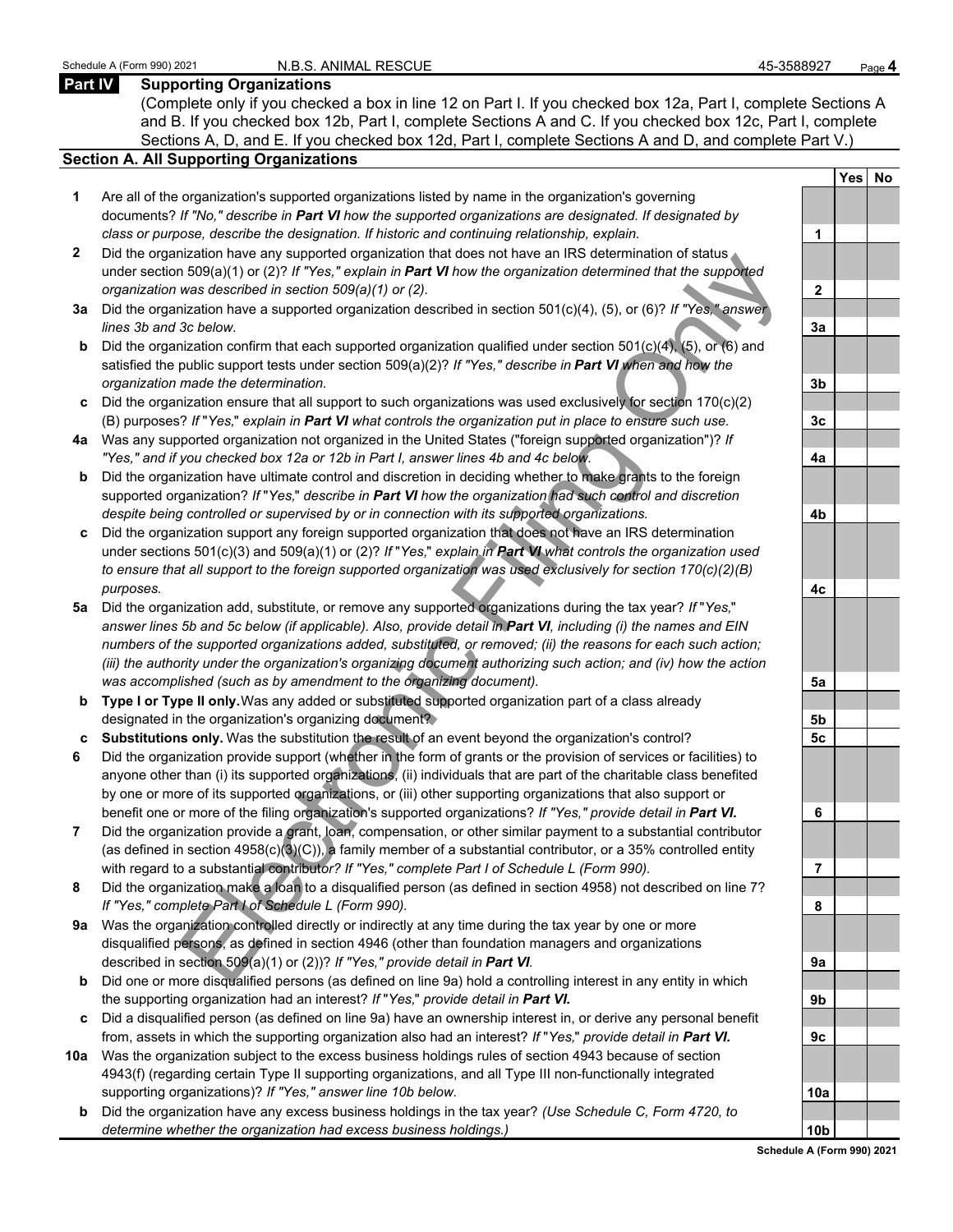Schedule A (Form 990) 2021 N.B.S. ANIMAL RESCUE 45-3588927

## Part IV Supporting Organizations

(Complete only if you checked a box in line 12 on Part I. If you checked box 12a, Part I, complete Sections A and B. If you checked box 12b, Part I, complete Sections A and C. If you checked box 12c, Part I, complete Sections A, D, and E. If you checked box 12d, Part I, complete Sections A and D, and complete Part V.)

### Section A. All Supporting Organizations

| | | | Yes | No |
|---|---|---|---|---|
| **1** | Are all of the organization's supported organizations listed by name in the organization's governing documents? *If "No," describe in **Part VI** how the supported organizations are designated. If designated by class or purpose, describe the designation. If historic and continuing relationship, explain.* | 1 | | |
| **2** | Did the organization have any supported organization that does not have an IRS determination of status under section 509(a)(1) or (2)? *If "Yes," explain in **Part VI** how the organization determined that the supported organization was described in section 509(a)(1) or (2).* | 2 | | |
| **3a** | Did the organization have a supported organization described in section 501(c)(4), (5), or (6)? *If "Yes," answer lines 3b and 3c below.* | 3a | | |
| **b** | Did the organization confirm that each supported organization qualified under section 501(c)(4), (5), or (6) and satisfied the public support tests under section 509(a)(2)? *If "Yes," describe in **Part VI** when and how the organization made the determination.* | 3b | | |
| **c** | Did the organization ensure that all support to such organizations was used exclusively for section 170(c)(2)(B) purposes? *If "Yes," explain in **Part VI** what controls the organization put in place to ensure such use.* | 3c | | |
| **4a** | Was any supported organization not organized in the United States ("foreign supported organization")? *If "Yes," and if you checked box 12a or 12b in Part I, answer lines 4b and 4c below.* | 4a | | |
| **b** | Did the organization have ultimate control and discretion in deciding whether to make grants to the foreign supported organization? *If "Yes," describe in **Part VI** how the organization had such control and discretion despite being controlled or supervised by or in connection with its supported organizations.* | 4b | | |
| **c** | Did the organization support any foreign supported organization that does not have an IRS determination under sections 501(c)(3) and 509(a)(1) or (2)? *If "Yes," explain in **Part VI** what controls the organization used to ensure that all support to the foreign supported organization was used exclusively for section 170(c)(2)(B) purposes.* | 4c | | |
| **5a** | Did the organization add, substitute, or remove any supported organizations during the tax year? *If "Yes," answer lines 5b and 5c below (if applicable). Also, provide detail in **Part VI**, including (i) the names and EIN numbers of the supported organizations added, substituted, or removed; (ii) the reasons for each such action; (iii) the authority under the organization's organizing document authorizing such action; and (iv) how the action was accomplished (such as by amendment to the organizing document).* | 5a | | |
| **b** | **Type I or Type II only.** Was any added or substituted supported organization part of a class already designated in the organization's organizing document? | 5b | | |
| **c** | **Substitutions only.** Was the substitution the result of an event beyond the organization's control? | 5c | | |
| **6** | Did the organization provide support (whether in the form of grants or the provision of services or facilities) to anyone other than (i) its supported organizations, (ii) individuals that are part of the charitable class benefited by one or more of its supported organizations, or (iii) other supporting organizations that also support or benefit one or more of the filing organization's supported organizations? *If "Yes," provide detail in **Part VI.*** | 6 | | |
| **7** | Did the organization provide a grant, loan, compensation, or other similar payment to a substantial contributor (as defined in section 4958(c)(3)(C)), a family member of a substantial contributor, or a 35% controlled entity with regard to a substantial contributor? *If "Yes," complete Part I of Schedule L (Form 990).* | 7 | | |
| **8** | Did the organization make a loan to a disqualified person (as defined in section 4958) not described on line 7? *If "Yes," complete Part I of Schedule L (Form 990).* | 8 | | |
| **9a** | Was the organization controlled directly or indirectly at any time during the tax year by one or more disqualified persons, as defined in section 4946 (other than foundation managers and organizations described in section 509(a)(1) or (2))? *If "Yes," provide detail in **Part VI**.* | 9a | | |
| **b** | Did one or more disqualified persons (as defined on line 9a) hold a controlling interest in any entity in which the supporting organization had an interest? *If "Yes," provide detail in **Part VI.*** | 9b | | |
| **c** | Did a disqualified person (as defined on line 9a) have an ownership interest in, or derive any personal benefit from, assets in which the supporting organization also had an interest? *If "Yes," provide detail in **Part VI.*** | 9c | | |
| **10a** | Was the organization subject to the excess business holdings rules of section 4943 because of section 4943(f) (regarding certain Type II supporting organizations, and all Type III non-functionally integrated supporting organizations)? *If "Yes," answer line 10b below.* | 10a | | |
| **b** | Did the organization have any excess business holdings in the tax year? *(Use Schedule C, Form 4720, to determine whether the organization had excess business holdings.)* | 10b | | |

Schedule A (Form 990) 2021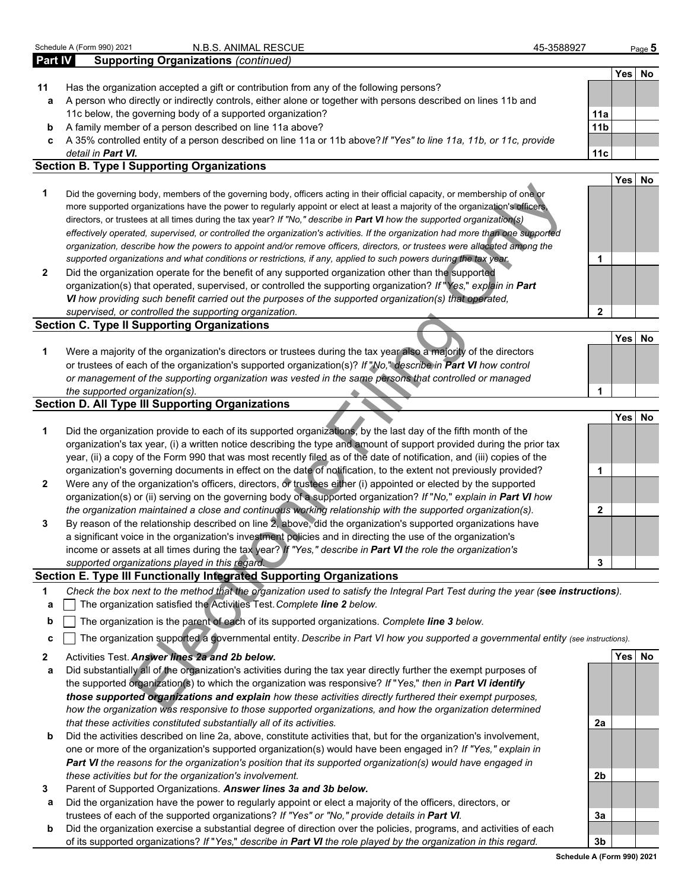Schedule A (Form 990) 2021 N.B.S. ANIMAL RESCUE 45-3588927

## Part IV Supporting Organizations *(continued)*

| | | | Yes | No |
|---|---|---|---|---|
| **11** | Has the organization accepted a gift or contribution from any of the following persons? | | | |
| **a** | A person who directly or indirectly controls, either alone or together with persons described on lines 11b and 11c below, the governing body of a supported organization? | 11a | | |
| **b** | A family member of a person described on line 11a above? | 11b | | |
| **c** | A 35% controlled entity of a person described on line 11a or 11b above? *If "Yes" to line 11a, 11b, or 11c, provide detail in* ***Part VI.*** | 11c | | |

### Section B. Type I Supporting Organizations

| | | | Yes | No |
|---|---|---|---|---|
| **1** | Did the governing body, members of the governing body, officers acting in their official capacity, or membership of one or more supported organizations have the power to regularly appoint or elect at least a majority of the organization's officers, directors, or trustees at all times during the tax year? *If "No," describe in* ***Part VI*** *how the supported organization(s) effectively operated, supervised, or controlled the organization's activities. If the organization had more than one supported organization, describe how the powers to appoint and/or remove officers, directors, or trustees were allocated among the supported organizations and what conditions or restrictions, if any, applied to such powers during the tax year.* | 1 | | |
| **2** | Did the organization operate for the benefit of any supported organization other than the supported organization(s) that operated, supervised, or controlled the supporting organization? *If "Yes," explain in* ***Part VI*** *how providing such benefit carried out the purposes of the supported organization(s) that operated, supervised, or controlled the supporting organization.* | 2 | | |

### Section C. Type II Supporting Organizations

| | | | Yes | No |
|---|---|---|---|---|
| **1** | Were a majority of the organization's directors or trustees during the tax year also a majority of the directors or trustees of each of the organization's supported organization(s)? *If "No," describe in* ***Part VI*** *how control or management of the supporting organization was vested in the same persons that controlled or managed the supported organization(s).* | 1 | | |

### Section D. All Type III Supporting Organizations

| | | | Yes | No |
|---|---|---|---|---|
| **1** | Did the organization provide to each of its supported organizations, by the last day of the fifth month of the organization's tax year, (i) a written notice describing the type and amount of support provided during the prior tax year, (ii) a copy of the Form 990 that was most recently filed as of the date of notification, and (iii) copies of the organization's governing documents in effect on the date of notification, to the extent not previously provided? | 1 | | |
| **2** | Were any of the organization's officers, directors, or trustees either (i) appointed or elected by the supported organization(s) or (ii) serving on the governing body of a supported organization? *If "No," explain in* ***Part VI*** *how the organization maintained a close and continuous working relationship with the supported organization(s).* | 2 | | |
| **3** | By reason of the relationship described on line 2, above, did the organization's supported organizations have a significant voice in the organization's investment policies and in directing the use of the organization's income or assets at all times during the tax year? *If "Yes," describe in* ***Part VI*** *the role the organization's supported organizations played in this regard.* | 3 | | |

### Section E. Type III Functionally Integrated Supporting Organizations

**1** *Check the box next to the method that the organization used to satisfy the Integral Part Test during the year (****see instructions****).*

- **a** ☐ The organization satisfied the Activities Test. *Complete* ***line 2*** *below.*
- **b** ☐ The organization is the parent of each of its supported organizations. *Complete* ***line 3*** *below.*
- **c** ☐ The organization supported a governmental entity. *Describe in Part VI how you supported a governmental entity (see instructions).*

| | | | Yes | No |
|---|---|---|---|---|
| **2** | Activities Test. ***Answer lines 2a and 2b below.*** | | | |
| **a** | Did substantially all of the organization's activities during the tax year directly further the exempt purposes of the supported organization(s) to which the organization was responsive? *If "Yes," then in* ***Part VI identify those supported organizations and explain*** *how these activities directly furthered their exempt purposes, how the organization was responsive to those supported organizations, and how the organization determined that these activities constituted substantially all of its activities.* | 2a | | |
| **b** | Did the activities described on line 2a, above, constitute activities that, but for the organization's involvement, one or more of the organization's supported organization(s) would have been engaged in? *If "Yes," explain in* ***Part VI*** *the reasons for the organization's position that its supported organization(s) would have engaged in these activities but for the organization's involvement.* | 2b | | |
| **3** | Parent of Supported Organizations. ***Answer lines 3a and 3b below.*** | | | |
| **a** | Did the organization have the power to regularly appoint or elect a majority of the officers, directors, or trustees of each of the supported organizations? *If "Yes" or "No," provide details in* ***Part VI.*** | 3a | | |
| **b** | Did the organization exercise a substantial degree of direction over the policies, programs, and activities of each of its supported organizations? *If "Yes," describe in* ***Part VI*** *the role played by the organization in this regard.* | 3b | | |

Schedule A (Form 990) 2021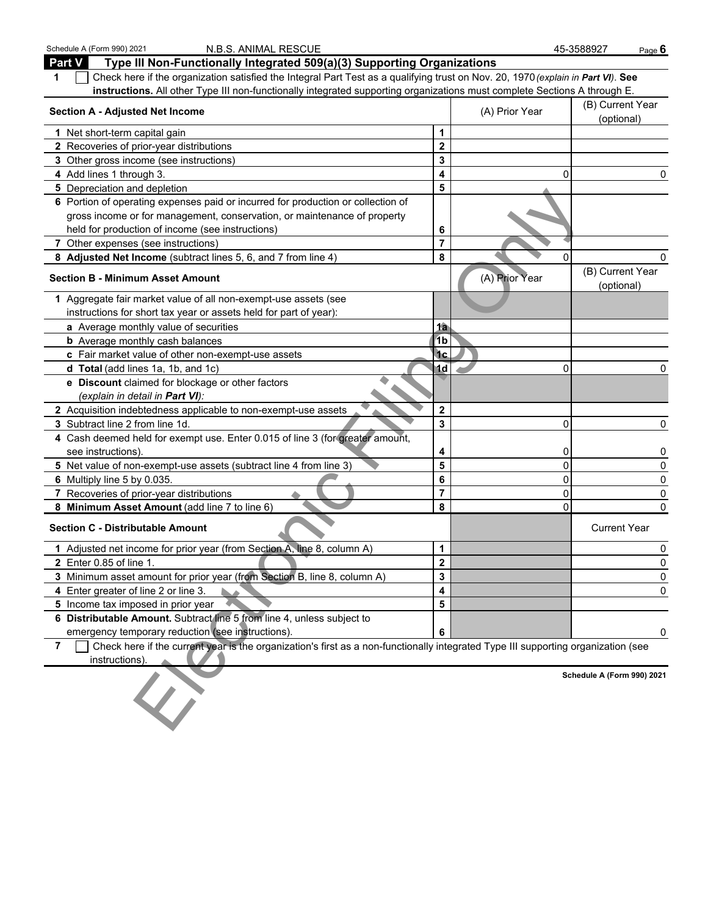## Part V Type III Non-Functionally Integrated 509(a)(3) Supporting Organizations

**1** ☐ Check here if the organization satisfied the Integral Part Test as a qualifying trust on Nov. 20, 1970 *(explain in **Part VI**)*. **See instructions.** All other Type III non-functionally integrated supporting organizations must complete Sections A through E.

| Section A - Adjusted Net Income | | (A) Prior Year | (B) Current Year (optional) |
|---|---|---|---|
| 1 Net short-term capital gain | 1 | | |
| 2 Recoveries of prior-year distributions | 2 | | |
| 3 Other gross income (see instructions) | 3 | | |
| 4 Add lines 1 through 3. | 4 | 0 | 0 |
| 5 Depreciation and depletion | 5 | | |
| 6 Portion of operating expenses paid or incurred for production or collection of gross income or for management, conservation, or maintenance of property held for production of income (see instructions) | 6 | | |
| 7 Other expenses (see instructions) | 7 | | |
| 8 **Adjusted Net Income** (subtract lines 5, 6, and 7 from line 4) | 8 | 0 | 0 |

| Section B - Minimum Asset Amount | | (A) Prior Year | (B) Current Year (optional) |
|---|---|---|---|
| 1 Aggregate fair market value of all non-exempt-use assets (see instructions for short tax year or assets held for part of year): | | | |
| **a** Average monthly value of securities | 1a | | |
| **b** Average monthly cash balances | 1b | | |
| **c** Fair market value of other non-exempt-use assets | 1c | | |
| **d Total** (add lines 1a, 1b, and 1c) | 1d | 0 | 0 |
| **e Discount** claimed for blockage or other factors *(explain in detail in **Part VI**)*: | | | |
| 2 Acquisition indebtedness applicable to non-exempt-use assets | 2 | | |
| 3 Subtract line 2 from line 1d. | 3 | 0 | 0 |
| 4 Cash deemed held for exempt use. Enter 0.015 of line 3 (for greater amount, see instructions). | 4 | 0 | 0 |
| 5 Net value of non-exempt-use assets (subtract line 4 from line 3) | 5 | 0 | 0 |
| 6 Multiply line 5 by 0.035. | 6 | 0 | 0 |
| 7 Recoveries of prior-year distributions | 7 | 0 | 0 |
| 8 **Minimum Asset Amount** (add line 7 to line 6) | 8 | 0 | 0 |

| Section C - Distributable Amount | | | Current Year |
|---|---|---|---|
| 1 Adjusted net income for prior year (from Section A, line 8, column A) | 1 | | 0 |
| 2 Enter 0.85 of line 1. | 2 | | 0 |
| 3 Minimum asset amount for prior year (from Section B, line 8, column A) | 3 | | 0 |
| 4 Enter greater of line 2 or line 3. | 4 | | 0 |
| 5 Income tax imposed in prior year | 5 | | |
| 6 **Distributable Amount.** Subtract line 5 from line 4, unless subject to emergency temporary reduction (see instructions). | 6 | | 0 |

**7** ☐ Check here if the current year is the organization's first as a non-functionally integrated Type III supporting organization (see instructions).

**Schedule A (Form 990) 2021**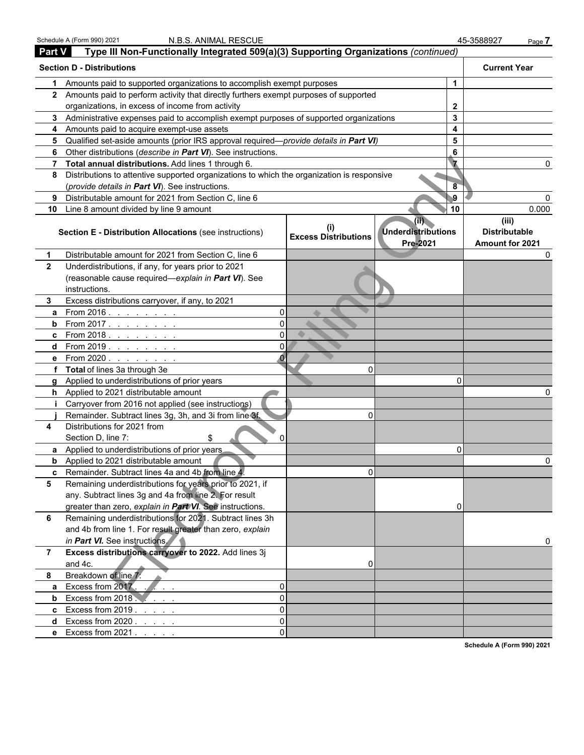## Part V Type III Non-Functionally Integrated 509(a)(3) Supporting Organizations *(continued)*

| Section D - Distributions | | | Current Year |
|---|---|---|---|
| 1 | Amounts paid to supported organizations to accomplish exempt purposes | 1 | |
| 2 | Amounts paid to perform activity that directly furthers exempt purposes of supported organizations, in excess of income from activity | 2 | |
| 3 | Administrative expenses paid to accomplish exempt purposes of supported organizations | 3 | |
| 4 | Amounts paid to acquire exempt-use assets | 4 | |
| 5 | Qualified set-aside amounts (prior IRS approval required—*provide details in **Part VI***) | 5 | |
| 6 | Other distributions (*describe in **Part VI***). See instructions. | 6 | |
| 7 | **Total annual distributions.** Add lines 1 through 6. | 7 | 0 |
| 8 | Distributions to attentive supported organizations to which the organization is responsive (*provide details in **Part VI***). See instructions. | 8 | |
| 9 | Distributable amount for 2021 from Section C, line 6 | 9 | 0 |
| 10 | Line 8 amount divided by line 9 amount | 10 | 0.000 |

| | Section E - Distribution Allocations (see instructions) | | (i) Excess Distributions | (ii) Underdistributions Pre-2021 | (iii) Distributable Amount for 2021 |
|---|---|---|---|---|---|
| 1 | Distributable amount for 2021 from Section C, line 6 | | | | 0 |
| 2 | Underdistributions, if any, for years prior to 2021 (reasonable cause required—*explain in **Part VI***). See instructions. | | | | |
| 3 | Excess distributions carryover, if any, to 2021 | | | | |
| a | From 2016 | 0 | | | |
| b | From 2017 | 0 | | | |
| c | From 2018 | 0 | | | |
| d | From 2019 | 0 | | | |
| e | From 2020 | 0 | | | |
| f | **Total** of lines 3a through 3e | | 0 | | |
| g | Applied to underdistributions of prior years | | | 0 | |
| h | Applied to 2021 distributable amount | | | | 0 |
| i | Carryover from 2016 not applied (see instructions) | | | | |
| j | Remainder. Subtract lines 3g, 3h, and 3i from line 3f. | | 0 | | |
| 4 | Distributions for 2021 from Section D, line 7: $ | 0 | | | |
| a | Applied to underdistributions of prior years | | | 0 | |
| b | Applied to 2021 distributable amount | | | | 0 |
| c | Remainder. Subtract lines 4a and 4b from line 4. | | 0 | | |
| 5 | Remaining underdistributions for years prior to 2021, if any. Subtract lines 3g and 4a from line 2. For result greater than zero, *explain in **Part VI***. See instructions. | | | 0 | |
| 6 | Remaining underdistributions for 2021. Subtract lines 3h and 4b from line 1. For result greater than zero, *explain in **Part VI***. See instructions. | | | | 0 |
| 7 | **Excess distributions carryover to 2022.** Add lines 3j and 4c. | | 0 | | |
| 8 | Breakdown of line 7: | | | | |
| a | Excess from 2017 | 0 | | | |
| b | Excess from 2018 | 0 | | | |
| c | Excess from 2019 | 0 | | | |
| d | Excess from 2020 | 0 | | | |
| e | Excess from 2021 | 0 | | | |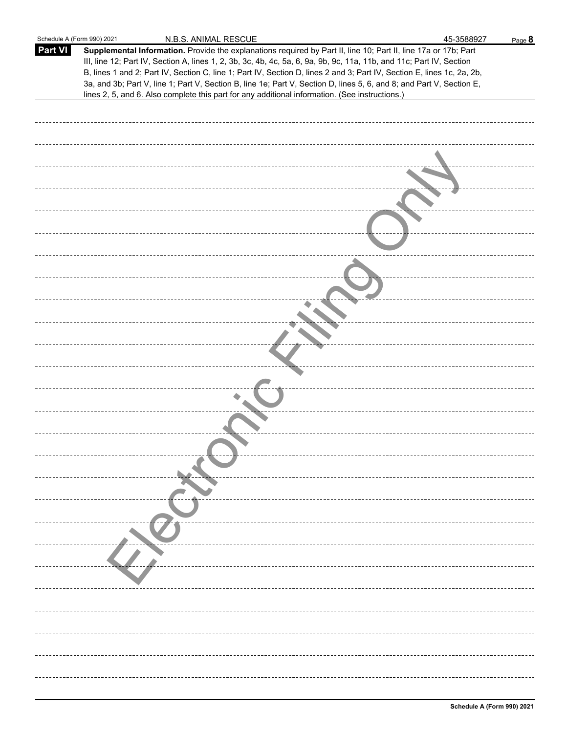Schedule A (Form 990) 2021 N.B.S. ANIMAL RESCUE 45-3588927

**Part VI** **Supplemental Information.** Provide the explanations required by Part II, line 10; Part II, line 17a or 17b; Part III, line 12; Part IV, Section A, lines 1, 2, 3b, 3c, 4b, 4c, 5a, 6, 9a, 9b, 9c, 11a, 11b, and 11c; Part IV, Section B, lines 1 and 2; Part IV, Section C, line 1; Part IV, Section D, lines 2 and 3; Part IV, Section E, lines 1c, 2a, 2b, 3a, and 3b; Part V, line 1; Part V, Section B, line 1e; Part V, Section D, lines 5, 6, and 8; and Part V, Section E, lines 2, 5, and 6. Also complete this part for any additional information. (See instructions.)

Electronic Filing Only

**Schedule A (Form 990) 2021**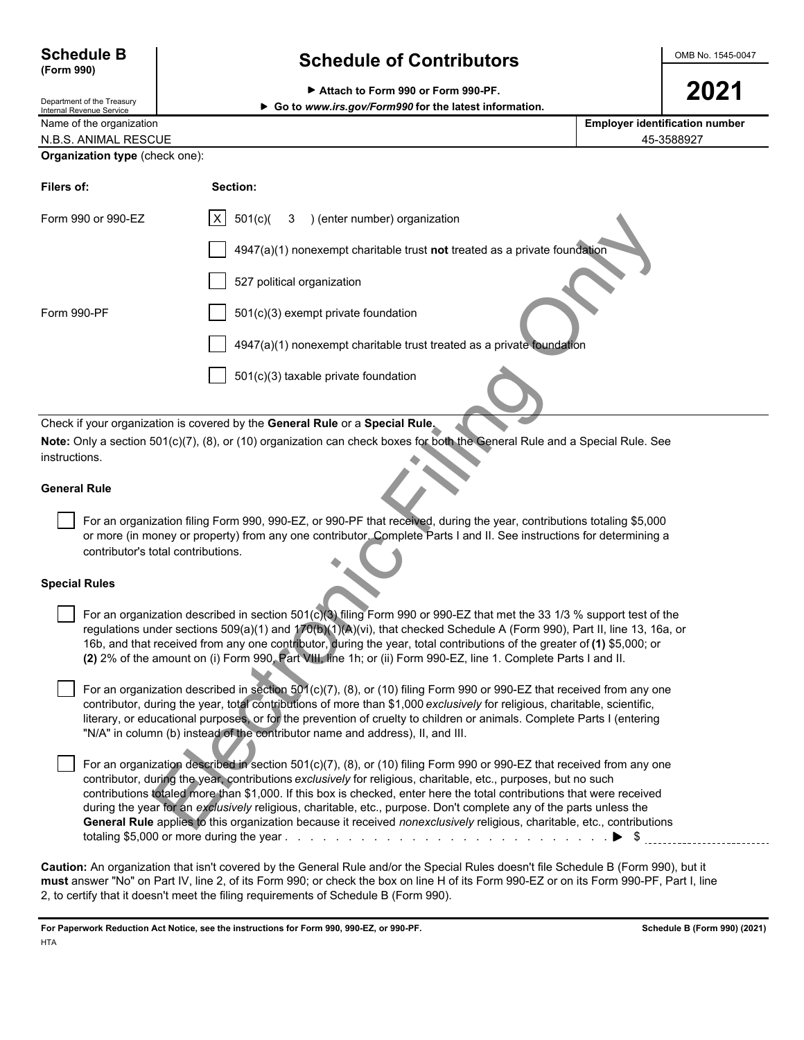**Schedule B**
**(Form 990)**

Department of the Treasury
Internal Revenue Service

# Schedule of Contributors

▶ **Attach to Form 990 or Form 990-PF.**
▶ **Go to www.irs.gov/Form990 for the latest information.**

OMB No. 1545-0047

**2021**

| Name of the organization | Employer identification number |
|---|---|
| N.B.S. ANIMAL RESCUE | 45-3588927 |

**Organization type** (check one):

| Filers of: | Section: |
|---|---|
| Form 990 or 990-EZ | [X] 501(c)( 3 ) (enter number) organization |
| | [ ] 4947(a)(1) nonexempt charitable trust **not** treated as a private foundation |
| | [ ] 527 political organization |
| Form 990-PF | [ ] 501(c)(3) exempt private foundation |
| | [ ] 4947(a)(1) nonexempt charitable trust treated as a private foundation |
| | [ ] 501(c)(3) taxable private foundation |

Check if your organization is covered by the **General Rule** or a **Special Rule.**

**Note:** Only a section 501(c)(7), (8), or (10) organization can check boxes for both the General Rule and a Special Rule. See instructions.

**General Rule**

[ ] For an organization filing Form 990, 990-EZ, or 990-PF that received, during the year, contributions totaling $5,000 or more (in money or property) from any one contributor. Complete Parts I and II. See instructions for determining a contributor's total contributions.

**Special Rules**

[ ] For an organization described in section 501(c)(3) filing Form 990 or 990-EZ that met the 33 1/3 % support test of the regulations under sections 509(a)(1) and 170(b)(1)(A)(vi), that checked Schedule A (Form 990), Part II, line 13, 16a, or 16b, and that received from any one contributor, during the year, total contributions of the greater of **(1)** $5,000; or **(2)** 2% of the amount on (i) Form 990, Part VIII, line 1h; or (ii) Form 990-EZ, line 1. Complete Parts I and II.

[ ] For an organization described in section 501(c)(7), (8), or (10) filing Form 990 or 990-EZ that received from any one contributor, during the year, total contributions of more than $1,000 *exclusively* for religious, charitable, scientific, literary, or educational purposes, or for the prevention of cruelty to children or animals. Complete Parts I (entering "N/A" in column (b) instead of the contributor name and address), II, and III.

[ ] For an organization described in section 501(c)(7), (8), or (10) filing Form 990 or 990-EZ that received from any one contributor, during the year, contributions *exclusively* for religious, charitable, etc., purposes, but no such contributions totaled more than $1,000. If this box is checked, enter here the total contributions that were received during the year for an *exclusively* religious, charitable, etc., purpose. Don't complete any of the parts unless the **General Rule** applies to this organization because it received *nonexclusively* religious, charitable, etc., contributions totaling $5,000 or more during the year . . . . . . . . . . . . . . . . . . . . . . . . . . . . ▶ $ ____________

**Caution:** An organization that isn't covered by the General Rule and/or the Special Rules doesn't file Schedule B (Form 990), but it **must** answer "No" on Part IV, line 2, of its Form 990; or check the box on line H of its Form 990-EZ or on its Form 990-PF, Part I, line 2, to certify that it doesn't meet the filing requirements of Schedule B (Form 990).

**For Paperwork Reduction Act Notice, see the instructions for Form 990, 990-EZ, or 990-PF.** **Schedule B (Form 990) (2021)**

HTA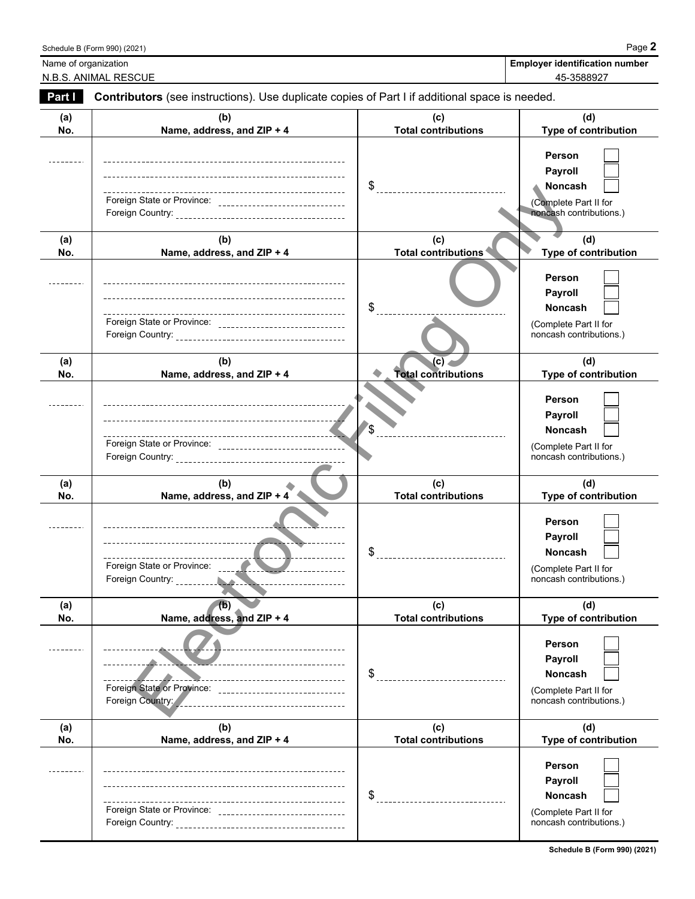Name of organization: N.B.S. ANIMAL RESCUE

**Employer identification number:** 45-3588927

**Part I** **Contributors** (see instructions). Use duplicate copies of Part I if additional space is needed.

| (a) No. | (b) Name, address, and ZIP + 4 | (c) Total contributions | (d) Type of contribution |
|---|---|---|---|
| | Foreign State or Province: Foreign Country: | $ | Person ☐ Payroll ☐ Noncash ☐ (Complete Part II for noncash contributions.) |
| | Foreign State or Province: Foreign Country: | $ | Person ☐ Payroll ☐ Noncash ☐ (Complete Part II for noncash contributions.) |
| | Foreign State or Province: Foreign Country: | $ | Person ☐ Payroll ☐ Noncash ☐ (Complete Part II for noncash contributions.) |
| | Foreign State or Province: Foreign Country: | $ | Person ☐ Payroll ☐ Noncash ☐ (Complete Part II for noncash contributions.) |
| | Foreign State or Province: Foreign Country: | $ | Person ☐ Payroll ☐ Noncash ☐ (Complete Part II for noncash contributions.) |
| | Foreign State or Province: Foreign Country: | $ | Person ☐ Payroll ☐ Noncash ☐ (Complete Part II for noncash contributions.) |

Electronic Filing Only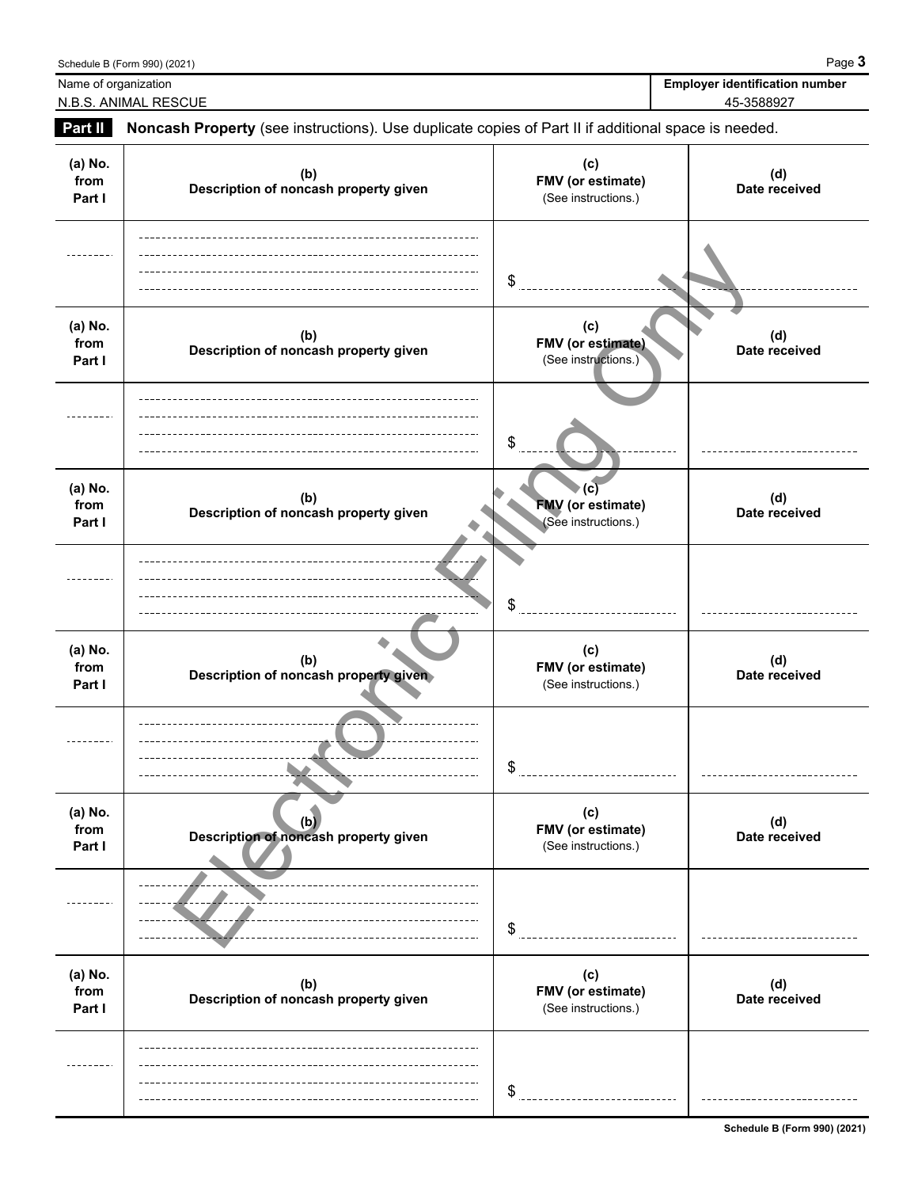Name of organization: N.B.S. ANIMAL RESCUE

Employer identification number: 45-3588927

**Part II** **Noncash Property** (see instructions). Use duplicate copies of Part II if additional space is needed.

| (a) No. from Part I | (b) Description of noncash property given | (c) FMV (or estimate) (See instructions.) | (d) Date received |
|---|---|---|---|
| | | $ | |

| (a) No. from Part I | (b) Description of noncash property given | (c) FMV (or estimate) (See instructions.) | (d) Date received |
|---|---|---|---|
| | | $ | |

| (a) No. from Part I | (b) Description of noncash property given | (c) FMV (or estimate) (See instructions.) | (d) Date received |
|---|---|---|---|
| | | $ | |

| (a) No. from Part I | (b) Description of noncash property given | (c) FMV (or estimate) (See instructions.) | (d) Date received |
|---|---|---|---|
| | | $ | |

| (a) No. from Part I | (b) Description of noncash property given | (c) FMV (or estimate) (See instructions.) | (d) Date received |
|---|---|---|---|
| | | $ | |

| (a) No. from Part I | (b) Description of noncash property given | (c) FMV (or estimate) (See instructions.) | (d) Date received |
|---|---|---|---|
| | | $ | |

Electronic Filing Only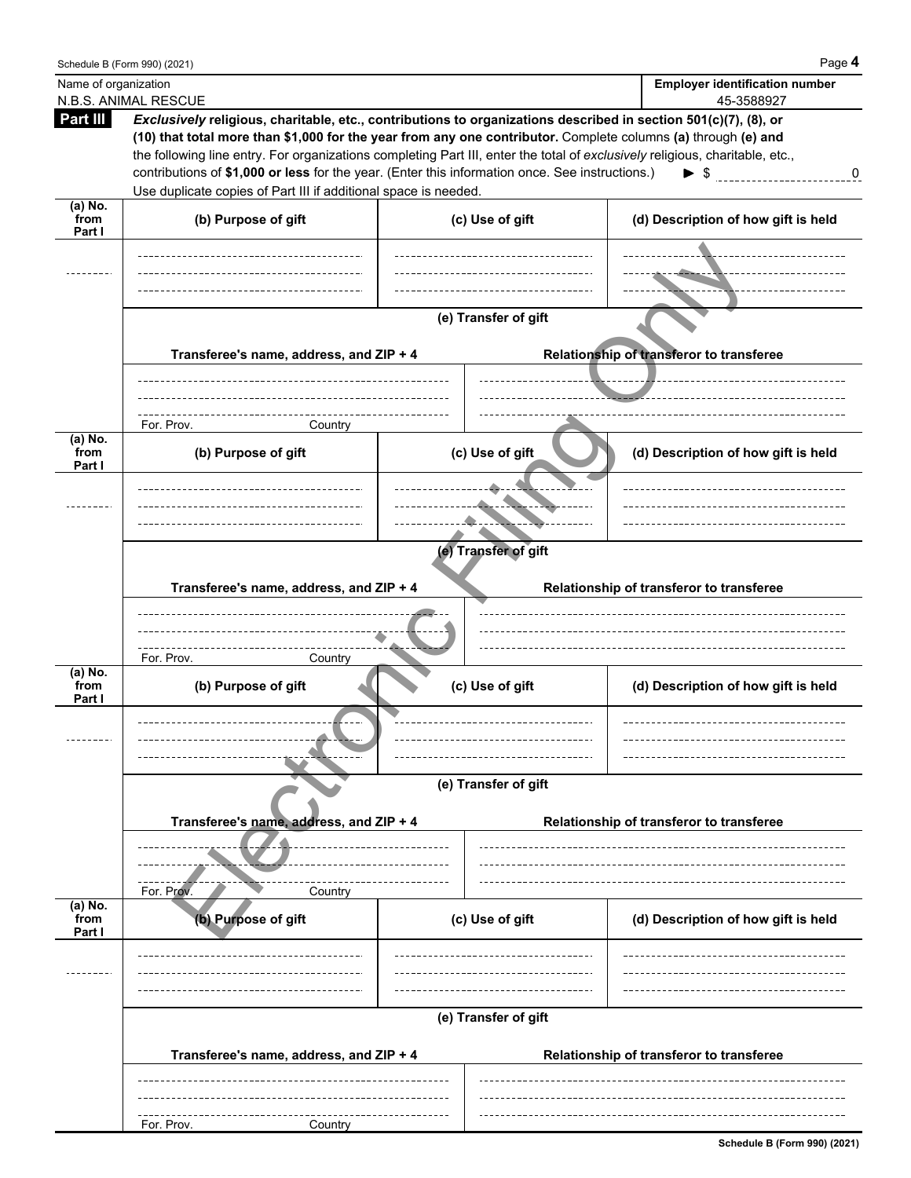Name of organization: N.B.S. ANIMAL RESCUE

Employer identification number: 45-3588927

## Part III

***Exclusively*** **religious, charitable, etc., contributions to organizations described in section 501(c)(7), (8), or (10) that total more than $1,000 for the year from any one contributor.** Complete columns **(a)** through **(e) and** the following line entry. For organizations completing Part III, enter the total of *exclusively* religious, charitable, etc., contributions of **$1,000 or less** for the year. (Enter this information once. See instructions.) ► $ 0

Use duplicate copies of Part III if additional space is needed.

| (a) No. from Part I | (b) Purpose of gift | (c) Use of gift | (d) Description of how gift is held |
|---|---|---|---|
| | | | |

**(e) Transfer of gift**

| Transferee's name, address, and ZIP + 4 | Relationship of transferor to transferee |
|---|---|
| For. Prov. Country | |

| (a) No. from Part I | (b) Purpose of gift | (c) Use of gift | (d) Description of how gift is held |
|---|---|---|---|
| | | | |

**(e) Transfer of gift**

| Transferee's name, address, and ZIP + 4 | Relationship of transferor to transferee |
|---|---|
| For. Prov. Country | |

| (a) No. from Part I | (b) Purpose of gift | (c) Use of gift | (d) Description of how gift is held |
|---|---|---|---|
| | | | |

**(e) Transfer of gift**

| Transferee's name, address, and ZIP + 4 | Relationship of transferor to transferee |
|---|---|
| For. Prov. Country | |

| (a) No. from Part I | (b) Purpose of gift | (c) Use of gift | (d) Description of how gift is held |
|---|---|---|---|
| | | | |

**(e) Transfer of gift**

| Transferee's name, address, and ZIP + 4 | Relationship of transferor to transferee |
|---|---|
| For. Prov. Country | |

Electronic Filing Only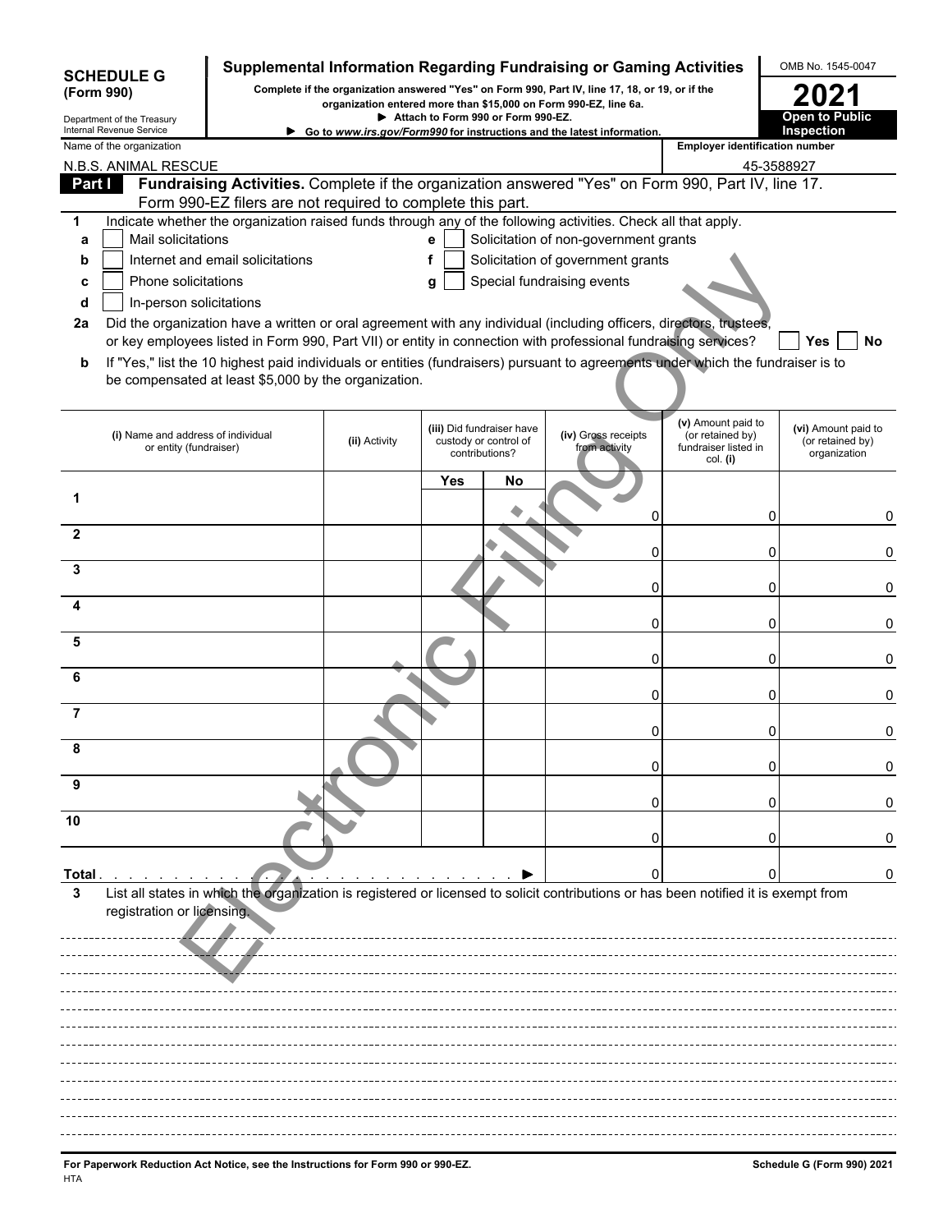**SCHEDULE G (Form 990)**

Department of the Treasury
Internal Revenue Service

# Supplemental Information Regarding Fundraising or Gaming Activities

**Complete if the organization answered "Yes" on Form 990, Part IV, line 17, 18, or 19, or if the organization entered more than $15,000 on Form 990-EZ, line 6a.**

▶ **Attach to Form 990 or Form 990-EZ.**

▶ **Go to www.irs.gov/Form990 for instructions and the latest information.**

OMB No. 1545-0047

**2021**

**Open to Public Inspection**

Name of the organization: N.B.S. ANIMAL RESCUE

Employer identification number: 45-3588927

**Part I** **Fundraising Activities.** Complete if the organization answered "Yes" on Form 990, Part IV, line 17. Form 990-EZ filers are not required to complete this part.

**1** Indicate whether the organization raised funds through any of the following activities. Check all that apply.

- **a** ☐ Mail solicitations
- **b** ☐ Internet and email solicitations
- **c** ☐ Phone solicitations
- **d** ☐ In-person solicitations
- **e** ☐ Solicitation of non-government grants
- **f** ☐ Solicitation of government grants
- **g** ☐ Special fundraising events

**2a** Did the organization have a written or oral agreement with any individual (including officers, directors, trustees, or key employees listed in Form 990, Part VII) or entity in connection with professional fundraising services? ☐ **Yes** ☐ **No**

**b** If "Yes," list the 10 highest paid individuals or entities (fundraisers) pursuant to agreements under which the fundraiser is to be compensated at least $5,000 by the organization.

| | (i) Name and address of individual or entity (fundraiser) | (ii) Activity | (iii) Did fundraiser have custody or control of contributions? Yes | No | (iv) Gross receipts from activity | (v) Amount paid to (or retained by) fundraiser listed in col. (i) | (vi) Amount paid to (or retained by) organization |
|---|---|---|---|---|---|---|---|
| 1 | | | | | 0 | 0 | 0 |
| 2 | | | | | 0 | 0 | 0 |
| 3 | | | | | 0 | 0 | 0 |
| 4 | | | | | 0 | 0 | 0 |
| 5 | | | | | 0 | 0 | 0 |
| 6 | | | | | 0 | 0 | 0 |
| 7 | | | | | 0 | 0 | 0 |
| 8 | | | | | 0 | 0 | 0 |
| 9 | | | | | 0 | 0 | 0 |
| 10 | | | | | 0 | 0 | 0 |
| **Total** ▶ | | | | | 0 | 0 | 0 |

**3** List all states in which the organization is registered or licensed to solicit contributions or has been notified it is exempt from registration or licensing.

**For Paperwork Reduction Act Notice, see the Instructions for Form 990 or 990-EZ.**

**Schedule G (Form 990) 2021**

HTA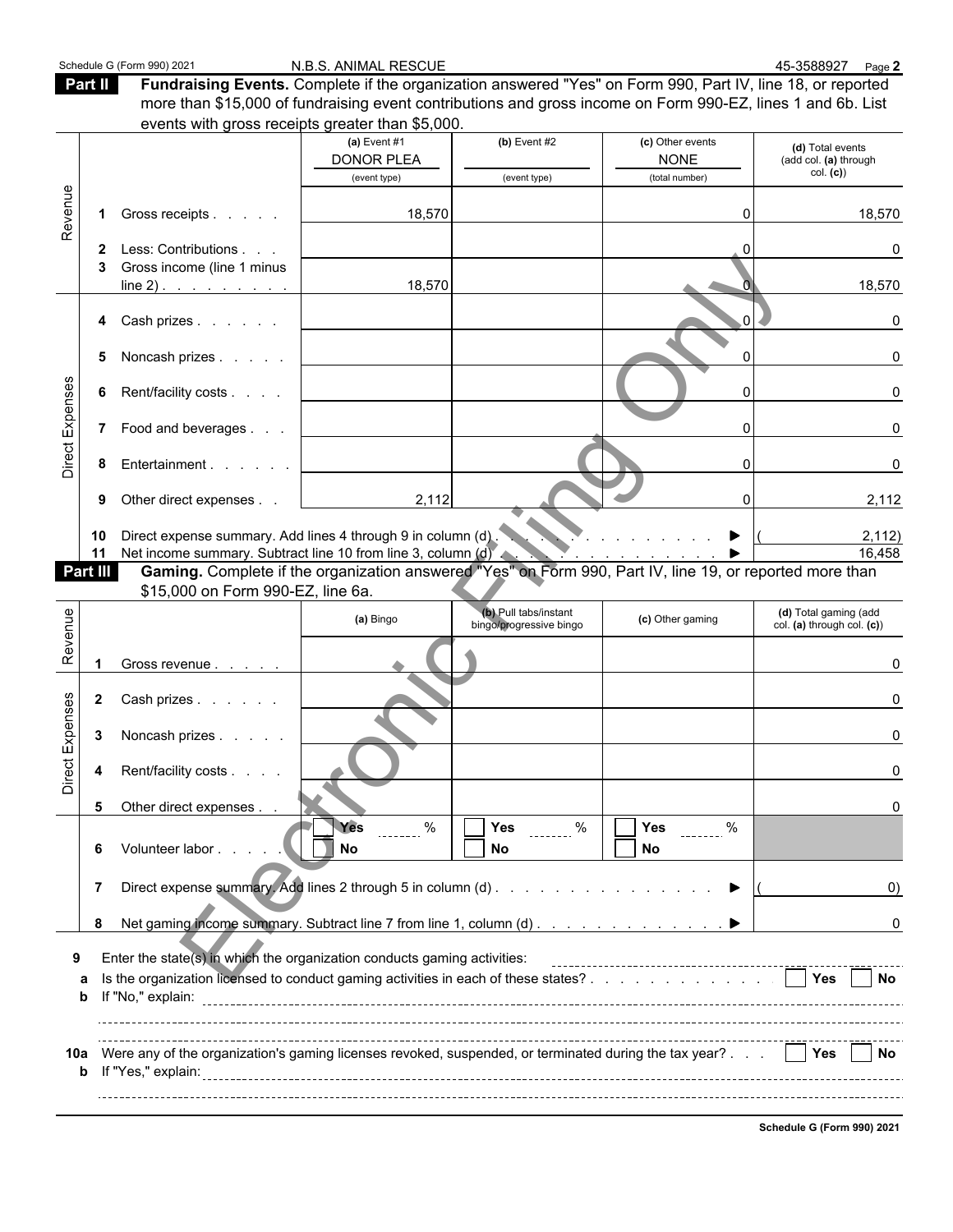Schedule G (Form 990) 2021 N.B.S. ANIMAL RESCUE 45-3588927 Page **2**

**Part II** **Fundraising Events.** Complete if the organization answered "Yes" on Form 990, Part IV, line 18, or reported more than $15,000 of fundraising event contributions and gross income on Form 990-EZ, lines 1 and 6b. List events with gross receipts greater than $5,000.

| | | | (a) Event #1 DONOR PLEA (event type) | (b) Event #2 (event type) | (c) Other events NONE (total number) | (d) Total events (add col. (a) through col. (c)) |
|---|---|---|---|---|---|---|
| Revenue | 1 | Gross receipts | 18,570 | | 0 | 18,570 |
| | 2 | Less: Contributions | | | 0 | 0 |
| | 3 | Gross income (line 1 minus line 2) | 18,570 | | 0 | 18,570 |
| Direct Expenses | 4 | Cash prizes | | | 0 | 0 |
| | 5 | Noncash prizes | | | 0 | 0 |
| | 6 | Rent/facility costs | | | 0 | 0 |
| | 7 | Food and beverages | | | 0 | 0 |
| | 8 | Entertainment | | | 0 | 0 |
| | 9 | Other direct expenses | 2,112 | | 0 | 2,112 |
| | 10 | Direct expense summary. Add lines 4 through 9 in column (d) ▶ | | | | (2,112) |
| | 11 | Net income summary. Subtract line 10 from line 3, column (d) ▶ | | | | 16,458 |

**Part III** **Gaming.** Complete if the organization answered "Yes" on Form 990, Part IV, line 19, or reported more than $15,000 on Form 990-EZ, line 6a.

| | | | (a) Bingo | (b) Pull tabs/instant bingo/progressive bingo | (c) Other gaming | (d) Total gaming (add col. (a) through col. (c)) |
|---|---|---|---|---|---|---|
| Revenue | 1 | Gross revenue | | | | 0 |
| Direct Expenses | 2 | Cash prizes | | | | 0 |
| | 3 | Noncash prizes | | | | 0 |
| | 4 | Rent/facility costs | | | | 0 |
| | 5 | Other direct expenses | | | | 0 |
| | 6 | Volunteer labor | ☐ Yes ____ % ☐ No | ☐ Yes ____ % ☐ No | ☐ Yes ____ % ☐ No | |
| | 7 | Direct expense summary. Add lines 2 through 5 in column (d) ▶ | | | | (0) |
| | 8 | Net gaming income summary. Subtract line 7 from line 1, column (d) ▶ | | | | 0 |

**9** Enter the state(s) in which the organization conducts gaming activities:

**a** Is the organization licensed to conduct gaming activities in each of these states? ☐ Yes ☐ No

**b** If "No," explain:

**10a** Were any of the organization's gaming licenses revoked, suspended, or terminated during the tax year? ☐ Yes ☐ No

**b** If "Yes," explain:

**Schedule G (Form 990) 2021**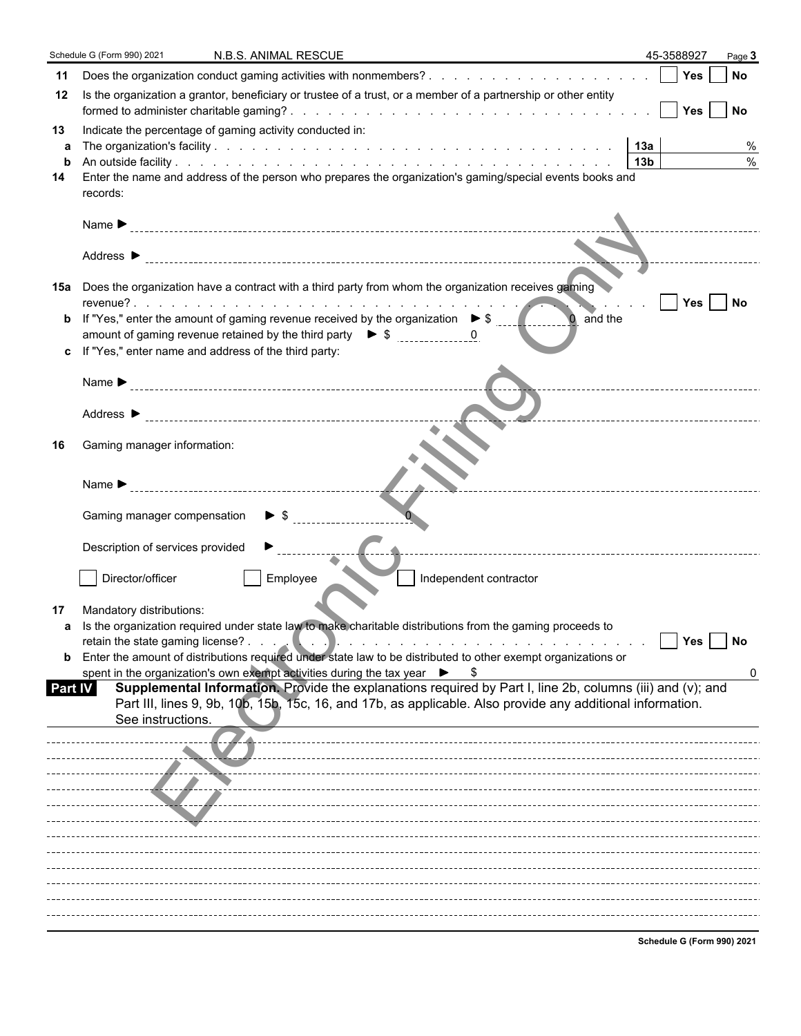Schedule G (Form 990) 2021 N.B.S. ANIMAL RESCUE 45-3588927 Page 3

**11** Does the organization conduct gaming activities with nonmembers? . . . . . . . . . . . . . . . . . . . ☐ Yes ☐ No

**12** Is the organization a grantor, beneficiary or trustee of a trust, or a member of a partnership or other entity formed to administer charitable gaming? . . . . . . . . . . . . . . . . . . . . . . . . . . . . ☐ Yes ☐ No

**13** Indicate the percentage of gaming activity conducted in:

**a** The organization's facility . . . . . . . . . . . . . . . . . . . . . . . . . . . . **13a** %

**b** An outside facility . . . . . . . . . . . . . . . . . . . . . . . . . . . . . . . . **13b** %

**14** Enter the name and address of the person who prepares the organization's gaming/special events books and records:

Name ▶

Address ▶

**15a** Does the organization have a contract with a third party from whom the organization receives gaming revenue? . . . . . . . . . . . . . . . . . . . . . . . . . . . . . . . . . . . . ☐ Yes ☐ No

**b** If "Yes," enter the amount of gaming revenue received by the organization ▶ $ 0 and the amount of gaming revenue retained by the third party ▶ $ 0

**c** If "Yes," enter name and address of the third party:

Name ▶

Address ▶

**16** Gaming manager information:

Name ▶

Gaming manager compensation ▶ $ 0

Description of services provided ▶

☐ Director/officer ☐ Employee ☐ Independent contractor

**17** Mandatory distributions:

**a** Is the organization required under state law to make charitable distributions from the gaming proceeds to retain the state gaming license? . . . . . . . . . . . . . . . . . . . . . . . . . . . . ☐ Yes ☐ No

**b** Enter the amount of distributions required under state law to be distributed to other exempt organizations or spent in the organization's own exempt activities during the tax year ▶ $ 0

**Part IV** **Supplemental Information.** Provide the explanations required by Part I, line 2b, columns (iii) and (v); and Part III, lines 9, 9b, 10b, 15b, 15c, 16, and 17b, as applicable. Also provide any additional information. See instructions.

Schedule G (Form 990) 2021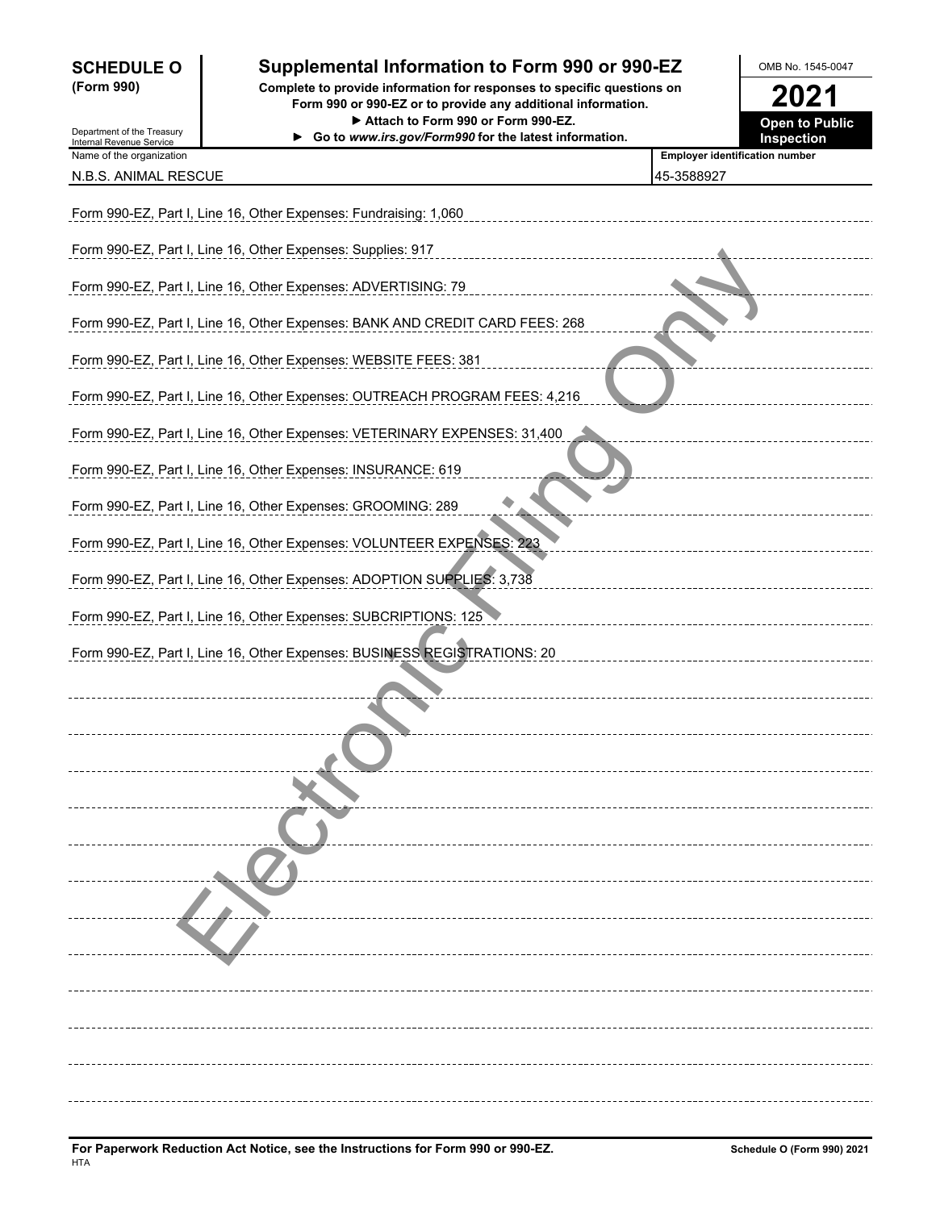**SCHEDULE O (Form 990)**

Department of the Treasury
Internal Revenue Service

# Supplemental Information to Form 990 or 990-EZ

**Complete to provide information for responses to specific questions on Form 990 or 990-EZ or to provide any additional information.**

**▶ Attach to Form 990 or Form 990-EZ.**

**▶ Go to *www.irs.gov/Form990* for the latest information.**

OMB No. 1545-0047

**2021**

**Open to Public Inspection**

| Name of the organization | Employer identification number |
|---|---|
| N.B.S. ANIMAL RESCUE | 45-3588927 |

Form 990-EZ, Part I, Line 16, Other Expenses: Fundraising: 1,060

Form 990-EZ, Part I, Line 16, Other Expenses: Supplies: 917

Form 990-EZ, Part I, Line 16, Other Expenses: ADVERTISING: 79

Form 990-EZ, Part I, Line 16, Other Expenses: BANK AND CREDIT CARD FEES: 268

Form 990-EZ, Part I, Line 16, Other Expenses: WEBSITE FEES: 381

Form 990-EZ, Part I, Line 16, Other Expenses: OUTREACH PROGRAM FEES: 4,216

Form 990-EZ, Part I, Line 16, Other Expenses: VETERINARY EXPENSES: 31,400

Form 990-EZ, Part I, Line 16, Other Expenses: INSURANCE: 619

Form 990-EZ, Part I, Line 16, Other Expenses: GROOMING: 289

Form 990-EZ, Part I, Line 16, Other Expenses: VOLUNTEER EXPENSES: 223

Form 990-EZ, Part I, Line 16, Other Expenses: ADOPTION SUPPLIES: 3,738

Form 990-EZ, Part I, Line 16, Other Expenses: SUBCRIPTIONS: 125

Form 990-EZ, Part I, Line 16, Other Expenses: BUSINESS REGISTRATIONS: 20

**For Paperwork Reduction Act Notice, see the Instructions for Form 990 or 990-EZ.**
HTA

**Schedule O (Form 990) 2021**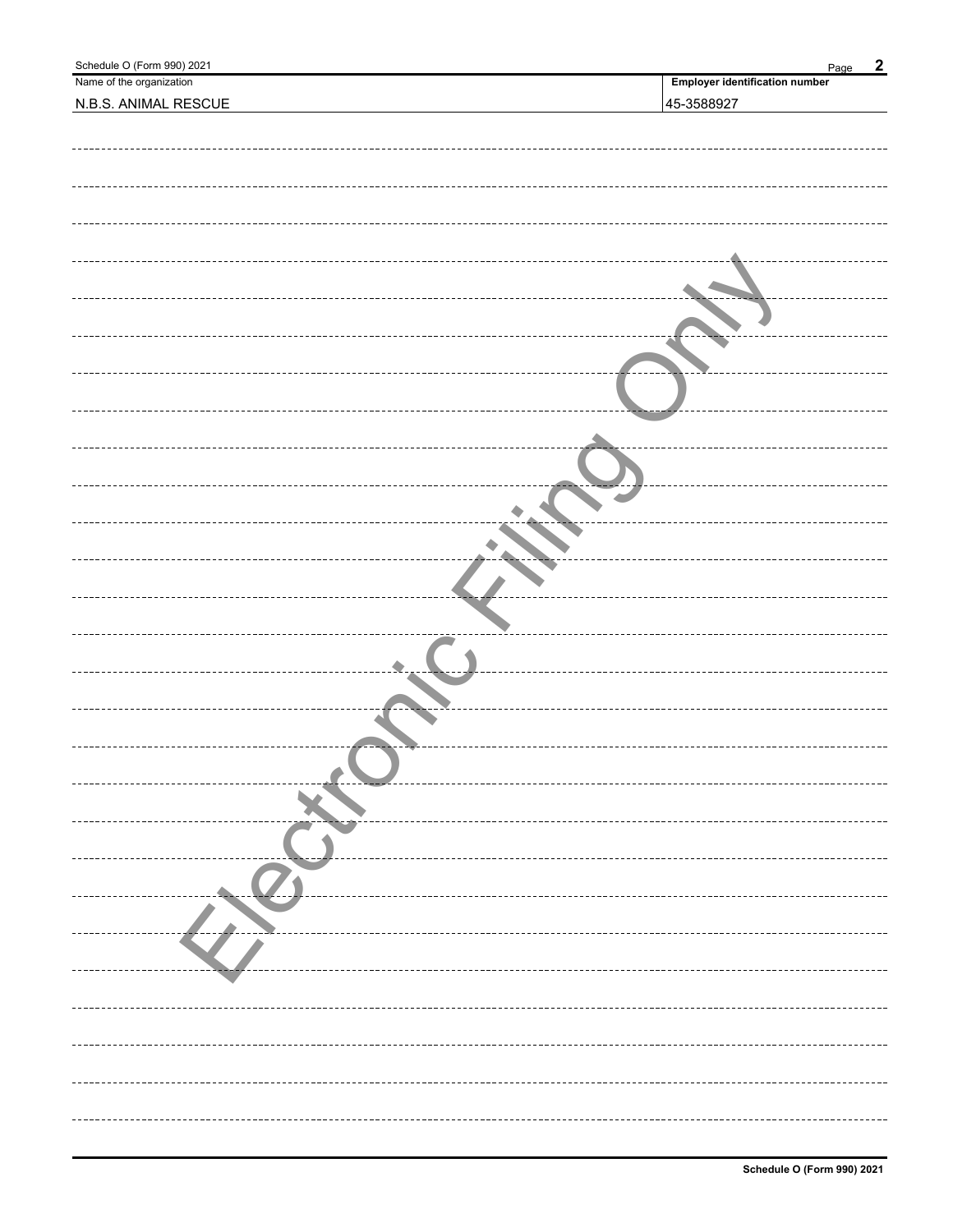| Name of the organization | Employer identification number |
| --- | --- |
| N.B.S. ANIMAL RESCUE | 45-3588927 |

Electronic Filing Only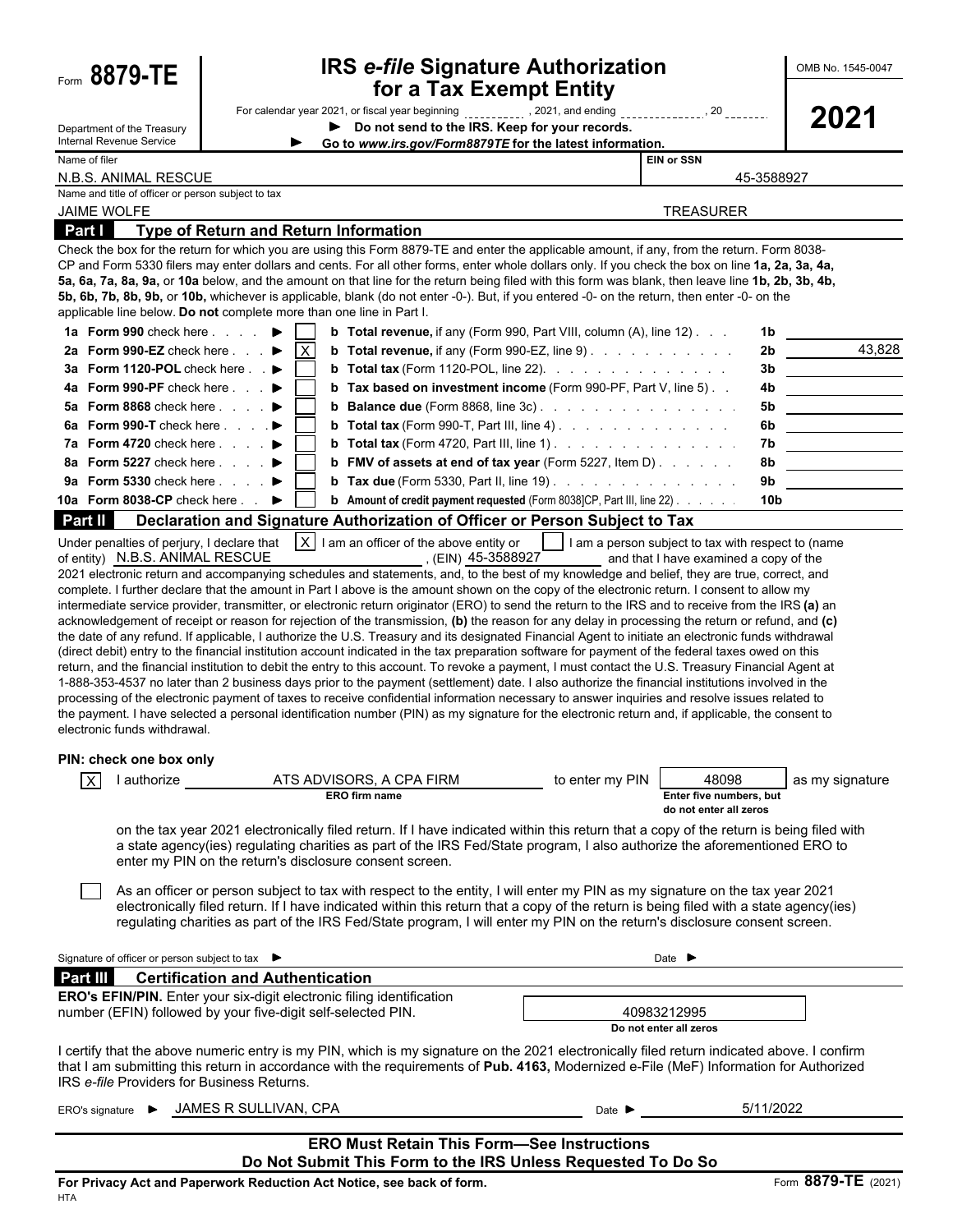Form **8879-TE**

Department of the Treasury
Internal Revenue Service

# IRS *e-file* Signature Authorization for a Tax Exempt Entity

For calendar year 2021, or fiscal year beginning __________, 2021, and ending __________, 20 ______

► **Do not send to the IRS. Keep for your records.**

► **Go to *www.irs.gov/Form8879TE* for the latest information.**

OMB No. 1545-0047

**2021**

| Name of filer | EIN or SSN |
|---|---|
| N.B.S. ANIMAL RESCUE | 45-3588927 |

| Name and title of officer or person subject to tax | |
|---|---|
| JAIME WOLFE | TREASURER |

## Part I Type of Return and Return Information

Check the box for the return for which you are using this Form 8879-TE and enter the applicable amount, if any, from the return. Form 8038-CP and Form 5330 filers may enter dollars and cents. For all other forms, enter whole dollars only. If you check the box on line **1a, 2a, 3a, 4a, 5a, 6a, 7a, 8a, 9a,** or **10a** below, and the amount on that line for the return being filed with this form was blank, then leave line **1b, 2b, 3b, 4b, 5b, 6b, 7b, 8b, 9b,** or **10b,** whichever is applicable, blank (do not enter -0-). But, if you entered -0- on the return, then enter -0- on the applicable line below. **Do not** complete more than one line in Part I.

| | | | | | |
|---|---|---|---|---|---|
| **1a** | **Form 990** check here ► | [ ] | **b Total revenue,** if any (Form 990, Part VIII, column (A), line 12) | **1b** | |
| **2a** | **Form 990-EZ** check here ► | [X] | **b Total revenue,** if any (Form 990-EZ, line 9) | **2b** | 43,828 |
| **3a** | **Form 1120-POL** check here ► | [ ] | **b Total tax** (Form 1120-POL, line 22) | **3b** | |
| **4a** | **Form 990-PF** check here ► | [ ] | **b Tax based on investment income** (Form 990-PF, Part V, line 5) | **4b** | |
| **5a** | **Form 8868** check here ► | [ ] | **b Balance due** (Form 8868, line 3c) | **5b** | |
| **6a** | **Form 990-T** check here ► | [ ] | **b Total tax** (Form 990-T, Part III, line 4) | **6b** | |
| **7a** | **Form 4720** check here ► | [ ] | **b Total tax** (Form 4720, Part III, line 1) | **7b** | |
| **8a** | **Form 5227** check here ► | [ ] | **b FMV of assets at end of tax year** (Form 5227, Item D) | **8b** | |
| **9a** | **Form 5330** check here ► | [ ] | **b Tax due** (Form 5330, Part II, line 19) | **9b** | |
| **10a** | **Form 8038-CP** check here ► | [ ] | **b Amount of credit payment requested** (Form 8038-CP, Part III, line 22) | **10b** | |

## Part II Declaration and Signature Authorization of Officer or Person Subject to Tax

Under penalties of perjury, I declare that [X] I am an officer of the above entity or [ ] I am a person subject to tax with respect to (name of entity) N.B.S. ANIMAL RESCUE, (EIN) 45-3588927 and that I have examined a copy of the 2021 electronic return and accompanying schedules and statements, and, to the best of my knowledge and belief, they are true, correct, and complete. I further declare that the amount in Part I above is the amount shown on the copy of the electronic return. I consent to allow my intermediate service provider, transmitter, or electronic return originator (ERO) to send the return to the IRS and to receive from the IRS **(a)** an acknowledgement of receipt or reason for rejection of the transmission, **(b)** the reason for any delay in processing the return or refund, and **(c)** the date of any refund. If applicable, I authorize the U.S. Treasury and its designated Financial Agent to initiate an electronic funds withdrawal (direct debit) entry to the financial institution account indicated in the tax preparation software for payment of the federal taxes owed on this return, and the financial institution to debit the entry to this account. To revoke a payment, I must contact the U.S. Treasury Financial Agent at 1-888-353-4537 no later than 2 business days prior to the payment (settlement) date. I also authorize the financial institutions involved in the processing of the electronic payment of taxes to receive confidential information necessary to answer inquiries and resolve issues related to the payment. I have selected a personal identification number (PIN) as my signature for the electronic return and, if applicable, the consent to electronic funds withdrawal.

**PIN: check one box only**

[X] I authorize ATS ADVISORS, A CPA FIRM (ERO firm name) to enter my PIN 48098 (Enter five numbers, but do not enter all zeros) as my signature on the tax year 2021 electronically filed return. If I have indicated within this return that a copy of the return is being filed with a state agency(ies) regulating charities as part of the IRS Fed/State program, I also authorize the aforementioned ERO to enter my PIN on the return's disclosure consent screen.

[ ] As an officer or person subject to tax with respect to the entity, I will enter my PIN as my signature on the tax year 2021 electronically filed return. If I have indicated within this return that a copy of the return is being filed with a state agency(ies) regulating charities as part of the IRS Fed/State program, I will enter my PIN on the return's disclosure consent screen.

Signature of officer or person subject to tax ► __________ Date ► __________

## Part III Certification and Authentication

**ERO's EFIN/PIN.** Enter your six-digit electronic filing identification number (EFIN) followed by your five-digit self-selected PIN. 40983212995 (Do not enter all zeros)

I certify that the above numeric entry is my PIN, which is my signature on the 2021 electronically filed return indicated above. I confirm that I am submitting this return in accordance with the requirements of **Pub. 4163,** Modernized e-File (MeF) Information for Authorized IRS *e-file* Providers for Business Returns.

ERO's signature ► JAMES R SULLIVAN, CPA Date ► 5/11/2022

**ERO Must Retain This Form—See Instructions**
**Do Not Submit This Form to the IRS Unless Requested To Do So**

**For Privacy Act and Paperwork Reduction Act Notice, see back of form.** Form **8879-TE** (2021)

HTA